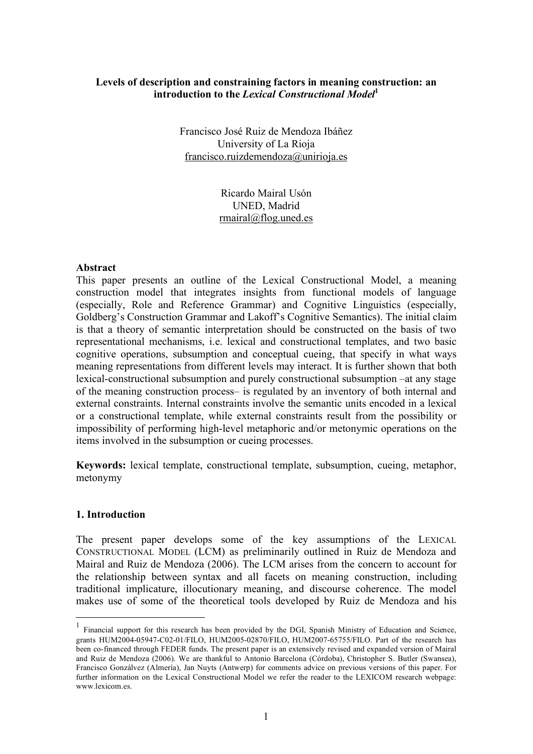**Levels of description and constraining factors in meaning construction: an introduction to the *Lexical Constructional Model*[1]**

Francisco José Ruiz de Mendoza Ibáñez
University of La Rioja
francisco.ruizdemendoza@unirioja.es

Ricardo Mairal Usón
UNED, Madrid
rmairal@flog.uned.es

**Abstract**

This paper presents an outline of the Lexical Constructional Model, a meaning construction model that integrates insights from functional models of language (especially, Role and Reference Grammar) and Cognitive Linguistics (especially, Goldberg's Construction Grammar and Lakoff's Cognitive Semantics). The initial claim is that a theory of semantic interpretation should be constructed on the basis of two representational mechanisms, i.e. lexical and constructional templates, and two basic cognitive operations, subsumption and conceptual cueing, that specify in what ways meaning representations from different levels may interact. It is further shown that both lexical-constructional subsumption and purely constructional subsumption –at any stage of the meaning construction process– is regulated by an inventory of both internal and external constraints. Internal constraints involve the semantic units encoded in a lexical or a constructional template, while external constraints result from the possibility or impossibility of performing high-level metaphoric and/or metonymic operations on the items involved in the subsumption or cueing processes.

**Keywords:** lexical template, constructional template, subsumption, cueing, metaphor, metonymy

## 1. Introduction

The present paper develops some of the key assumptions of the LEXICAL CONSTRUCTIONAL MODEL (LCM) as preliminarily outlined in Ruiz de Mendoza and Mairal and Ruiz de Mendoza (2006). The LCM arises from the concern to account for the relationship between syntax and all facets on meaning construction, including traditional implicature, illocutionary meaning, and discourse coherence. The model makes use of some of the theoretical tools developed by Ruiz de Mendoza and his

---

[1] Financial support for this research has been provided by the DGI, Spanish Ministry of Education and Science, grants HUM2004-05947-C02-01/FILO, HUM2005-02870/FILO, HUM2007-65755/FILO. Part of the research has been co-financed through FEDER funds. The present paper is an extensively revised and expanded version of Mairal and Ruiz de Mendoza (2006). We are thankful to Antonio Barcelona (Córdoba), Christopher S. Butler (Swansea), Francisco Gonzálvez (Almería), Jan Nuyts (Antwerp) for comments advice on previous versions of this paper. For further information on the Lexical Constructional Model we refer the reader to the LEXICOM research webpage: www.lexicom.es.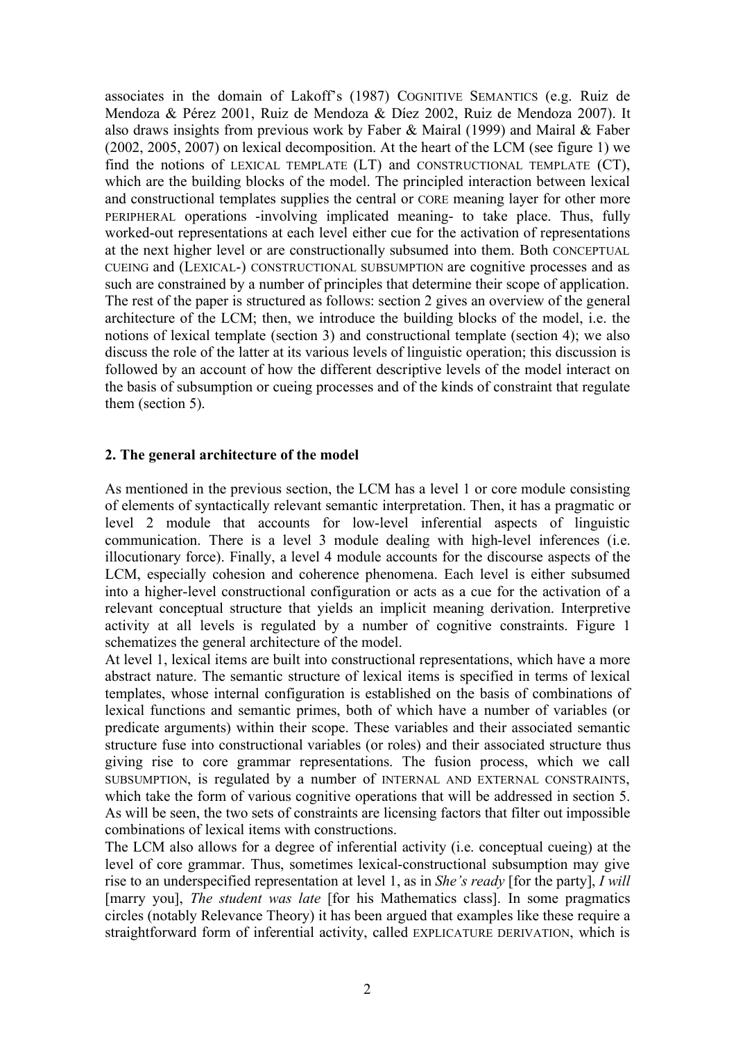associates in the domain of Lakoff's (1987) COGNITIVE SEMANTICS (e.g. Ruiz de Mendoza & Pérez 2001, Ruiz de Mendoza & Díez 2002, Ruiz de Mendoza 2007). It also draws insights from previous work by Faber & Mairal (1999) and Mairal & Faber (2002, 2005, 2007) on lexical decomposition. At the heart of the LCM (see figure 1) we find the notions of LEXICAL TEMPLATE (LT) and CONSTRUCTIONAL TEMPLATE (CT), which are the building blocks of the model. The principled interaction between lexical and constructional templates supplies the central or CORE meaning layer for other more PERIPHERAL operations -involving implicated meaning- to take place. Thus, fully worked-out representations at each level either cue for the activation of representations at the next higher level or are constructionally subsumed into them. Both CONCEPTUAL CUEING and (LEXICAL-) CONSTRUCTIONAL SUBSUMPTION are cognitive processes and as such are constrained by a number of principles that determine their scope of application. The rest of the paper is structured as follows: section 2 gives an overview of the general architecture of the LCM; then, we introduce the building blocks of the model, i.e. the notions of lexical template (section 3) and constructional template (section 4); we also discuss the role of the latter at its various levels of linguistic operation; this discussion is followed by an account of how the different descriptive levels of the model interact on the basis of subsumption or cueing processes and of the kinds of constraint that regulate them (section 5).

## 2. The general architecture of the model

As mentioned in the previous section, the LCM has a level 1 or core module consisting of elements of syntactically relevant semantic interpretation. Then, it has a pragmatic or level 2 module that accounts for low-level inferential aspects of linguistic communication. There is a level 3 module dealing with high-level inferences (i.e. illocutionary force). Finally, a level 4 module accounts for the discourse aspects of the LCM, especially cohesion and coherence phenomena. Each level is either subsumed into a higher-level constructional configuration or acts as a cue for the activation of a relevant conceptual structure that yields an implicit meaning derivation. Interpretive activity at all levels is regulated by a number of cognitive constraints. Figure 1 schematizes the general architecture of the model.

At level 1, lexical items are built into constructional representations, which have a more abstract nature. The semantic structure of lexical items is specified in terms of lexical templates, whose internal configuration is established on the basis of combinations of lexical functions and semantic primes, both of which have a number of variables (or predicate arguments) within their scope. These variables and their associated semantic structure fuse into constructional variables (or roles) and their associated structure thus giving rise to core grammar representations. The fusion process, which we call SUBSUMPTION, is regulated by a number of INTERNAL AND EXTERNAL CONSTRAINTS, which take the form of various cognitive operations that will be addressed in section 5. As will be seen, the two sets of constraints are licensing factors that filter out impossible combinations of lexical items with constructions.

The LCM also allows for a degree of inferential activity (i.e. conceptual cueing) at the level of core grammar. Thus, sometimes lexical-constructional subsumption may give rise to an underspecified representation at level 1, as in *She's ready* [for the party], *I will* [marry you], *The student was late* [for his Mathematics class]. In some pragmatics circles (notably Relevance Theory) it has been argued that examples like these require a straightforward form of inferential activity, called EXPLICATURE DERIVATION, which is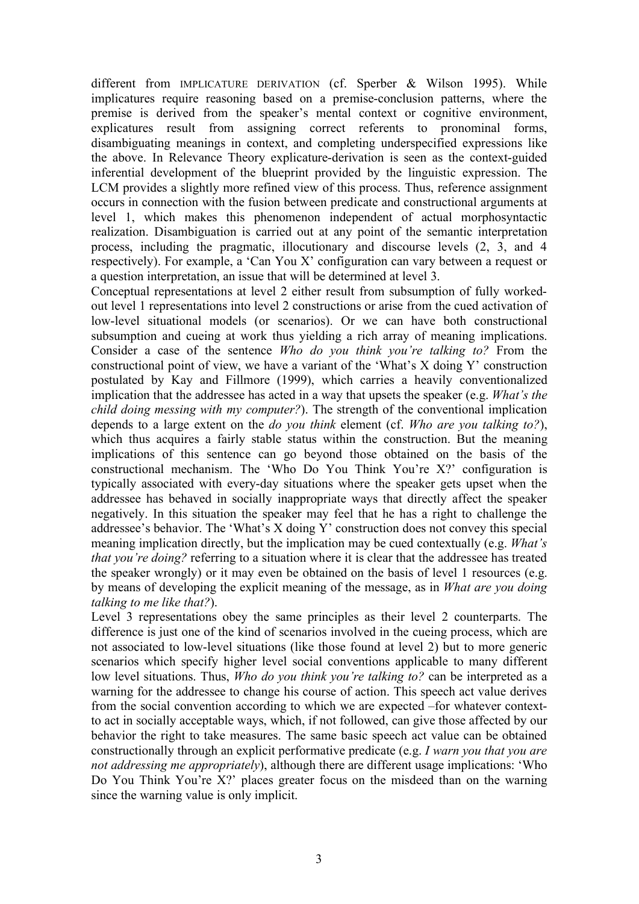different from IMPLICATURE DERIVATION (cf. Sperber & Wilson 1995). While implicatures require reasoning based on a premise-conclusion patterns, where the premise is derived from the speaker's mental context or cognitive environment, explicatures result from assigning correct referents to pronominal forms, disambiguating meanings in context, and completing underspecified expressions like the above. In Relevance Theory explicature-derivation is seen as the context-guided inferential development of the blueprint provided by the linguistic expression. The LCM provides a slightly more refined view of this process. Thus, reference assignment occurs in connection with the fusion between predicate and constructional arguments at level 1, which makes this phenomenon independent of actual morphosyntactic realization. Disambiguation is carried out at any point of the semantic interpretation process, including the pragmatic, illocutionary and discourse levels (2, 3, and 4 respectively). For example, a 'Can You X' configuration can vary between a request or a question interpretation, an issue that will be determined at level 3.

Conceptual representations at level 2 either result from subsumption of fully worked-out level 1 representations into level 2 constructions or arise from the cued activation of low-level situational models (or scenarios). Or we can have both constructional subsumption and cueing at work thus yielding a rich array of meaning implications. Consider a case of the sentence *Who do you think you're talking to?* From the constructional point of view, we have a variant of the 'What's X doing Y' construction postulated by Kay and Fillmore (1999), which carries a heavily conventionalized implication that the addressee has acted in a way that upsets the speaker (e.g. *What's the child doing messing with my computer?*). The strength of the conventional implication depends to a large extent on the *do you think* element (cf. *Who are you talking to?*), which thus acquires a fairly stable status within the construction. But the meaning implications of this sentence can go beyond those obtained on the basis of the constructional mechanism. The 'Who Do You Think You're X?' configuration is typically associated with every-day situations where the speaker gets upset when the addressee has behaved in socially inappropriate ways that directly affect the speaker negatively. In this situation the speaker may feel that he has a right to challenge the addressee's behavior. The 'What's X doing Y' construction does not convey this special meaning implication directly, but the implication may be cued contextually (e.g. *What's that you're doing?* referring to a situation where it is clear that the addressee has treated the speaker wrongly) or it may even be obtained on the basis of level 1 resources (e.g. by means of developing the explicit meaning of the message, as in *What are you doing talking to me like that?*).

Level 3 representations obey the same principles as their level 2 counterparts. The difference is just one of the kind of scenarios involved in the cueing process, which are not associated to low-level situations (like those found at level 2) but to more generic scenarios which specify higher level social conventions applicable to many different low level situations. Thus, *Who do you think you're talking to?* can be interpreted as a warning for the addressee to change his course of action. This speech act value derives from the social convention according to which we are expected –for whatever context-to act in socially acceptable ways, which, if not followed, can give those affected by our behavior the right to take measures. The same basic speech act value can be obtained constructionally through an explicit performative predicate (e.g. *I warn you that you are not addressing me appropriately*), although there are different usage implications: 'Who Do You Think You're X?' places greater focus on the misdeed than on the warning since the warning value is only implicit.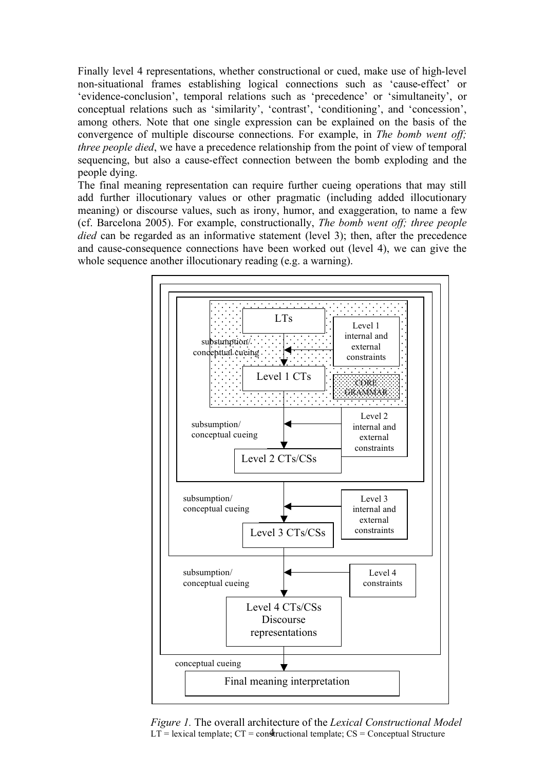Finally level 4 representations, whether constructional or cued, make use of high-level non-situational frames establishing logical connections such as 'cause-effect' or 'evidence-conclusion', temporal relations such as 'precedence' or 'simultaneity', or conceptual relations such as 'similarity', 'contrast', 'conditioning', and 'concession', among others. Note that one single expression can be explained on the basis of the convergence of multiple discourse connections. For example, in *The bomb went off; three people died*, we have a precedence relationship from the point of view of temporal sequencing, but also a cause-effect connection between the bomb exploding and the people dying.

The final meaning representation can require further cueing operations that may still add further illocutionary values or other pragmatic (including added illocutionary meaning) or discourse values, such as irony, humor, and exaggeration, to name a few (cf. Barcelona 2005). For example, constructionally, *The bomb went off; three people died* can be regarded as an informative statement (level 3); then, after the precedence and cause-consequence connections have been worked out (level 4), we can give the whole sequence another illocutionary reading (e.g. a warning).

LTs

Level 1 internal and external constraints

subsumption/ conceptual cueing

Level 1 CTs

CORE GRAMMAR

subsumption/ conceptual cueing

Level 2 internal and external constraints

Level 2 CTs/CSs

subsumption/ conceptual cueing

Level 3 internal and external constraints

Level 3 CTs/CSs

subsumption/ conceptual cueing

Level 4 constraints

Level 4 CTs/CSs Discourse representations

conceptual cueing

Final meaning interpretation

*Figure 1.* The overall architecture of the *Lexical Constructional Model*
LT = lexical template; CT = constructional template; CS = Conceptual Structure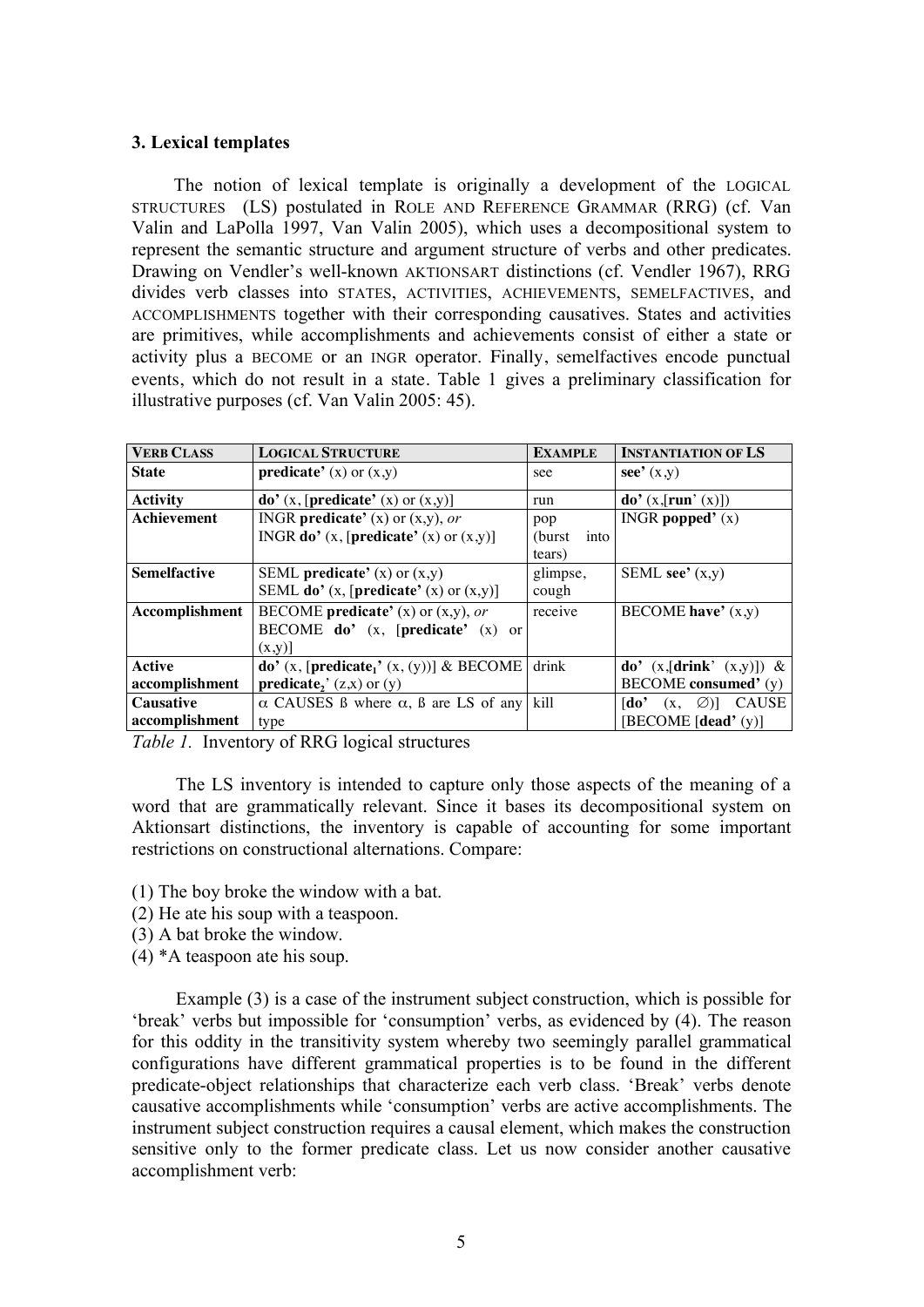### 3. Lexical templates

The notion of lexical template is originally a development of the LOGICAL STRUCTURES (LS) postulated in ROLE AND REFERENCE GRAMMAR (RRG) (cf. Van Valin and LaPolla 1997, Van Valin 2005), which uses a decompositional system to represent the semantic structure and argument structure of verbs and other predicates. Drawing on Vendler's well-known AKTIONSART distinctions (cf. Vendler 1967), RRG divides verb classes into STATES, ACTIVITIES, ACHIEVEMENTS, SEMELFACTIVES, and ACCOMPLISHMENTS together with their corresponding causatives. States and activities are primitives, while accomplishments and achievements consist of either a state or activity plus a BECOME or an INGR operator. Finally, semelfactives encode punctual events, which do not result in a state. Table 1 gives a preliminary classification for illustrative purposes (cf. Van Valin 2005: 45).

| VERB CLASS | LOGICAL STRUCTURE | EXAMPLE | INSTANTIATION OF LS |
|---|---|---|---|
| **State** | **predicate'** (x) or (x,y) | see | **see'** (x,y) |
| **Activity** | **do'** (x, [**predicate'** (x) or (x,y)] | run | **do'** (x,[**run**' (x)]) |
| **Achievement** | INGR **predicate'** (x) or (x,y), *or* INGR **do'** (x, [**predicate'** (x) or (x,y)] | pop (burst into tears) | INGR **popped'** (x) |
| **Semelfactive** | SEML **predicate'** (x) or (x,y) SEML **do'** (x, [**predicate'** (x) or (x,y)] | glimpse, cough | SEML **see'** (x,y) |
| **Accomplishment** | BECOME **predicate'** (x) or (x,y), *or* BECOME **do'** (x, [**predicate'** (x) or (x,y)] | receive | BECOME **have'** (x,y) |
| **Active accomplishment** | **do'** (x, [**predicate$_1$'** (x, (y))] & BECOME **predicate$_2$**' (z,x) or (y) | drink | **do'** (x,[**drink**' (x,y)]) & BECOME **consumed'** (y) |
| **Causative accomplishment** | α CAUSES ß where α, ß are LS of any type | kill | [**do'** (x, ∅)] CAUSE [BECOME [**dead'** (y)] |

*Table 1.* Inventory of RRG logical structures

The LS inventory is intended to capture only those aspects of the meaning of a word that are grammatically relevant. Since it bases its decompositional system on Aktionsart distinctions, the inventory is capable of accounting for some important restrictions on constructional alternations. Compare:

(1) The boy broke the window with a bat.
(2) He ate his soup with a teaspoon.
(3) A bat broke the window.
(4) *A teaspoon ate his soup.

Example (3) is a case of the instrument subject construction, which is possible for 'break' verbs but impossible for 'consumption' verbs, as evidenced by (4). The reason for this oddity in the transitivity system whereby two seemingly parallel grammatical configurations have different grammatical properties is to be found in the different predicate-object relationships that characterize each verb class. 'Break' verbs denote causative accomplishments while 'consumption' verbs are active accomplishments. The instrument subject construction requires a causal element, which makes the construction sensitive only to the former predicate class. Let us now consider another causative accomplishment verb: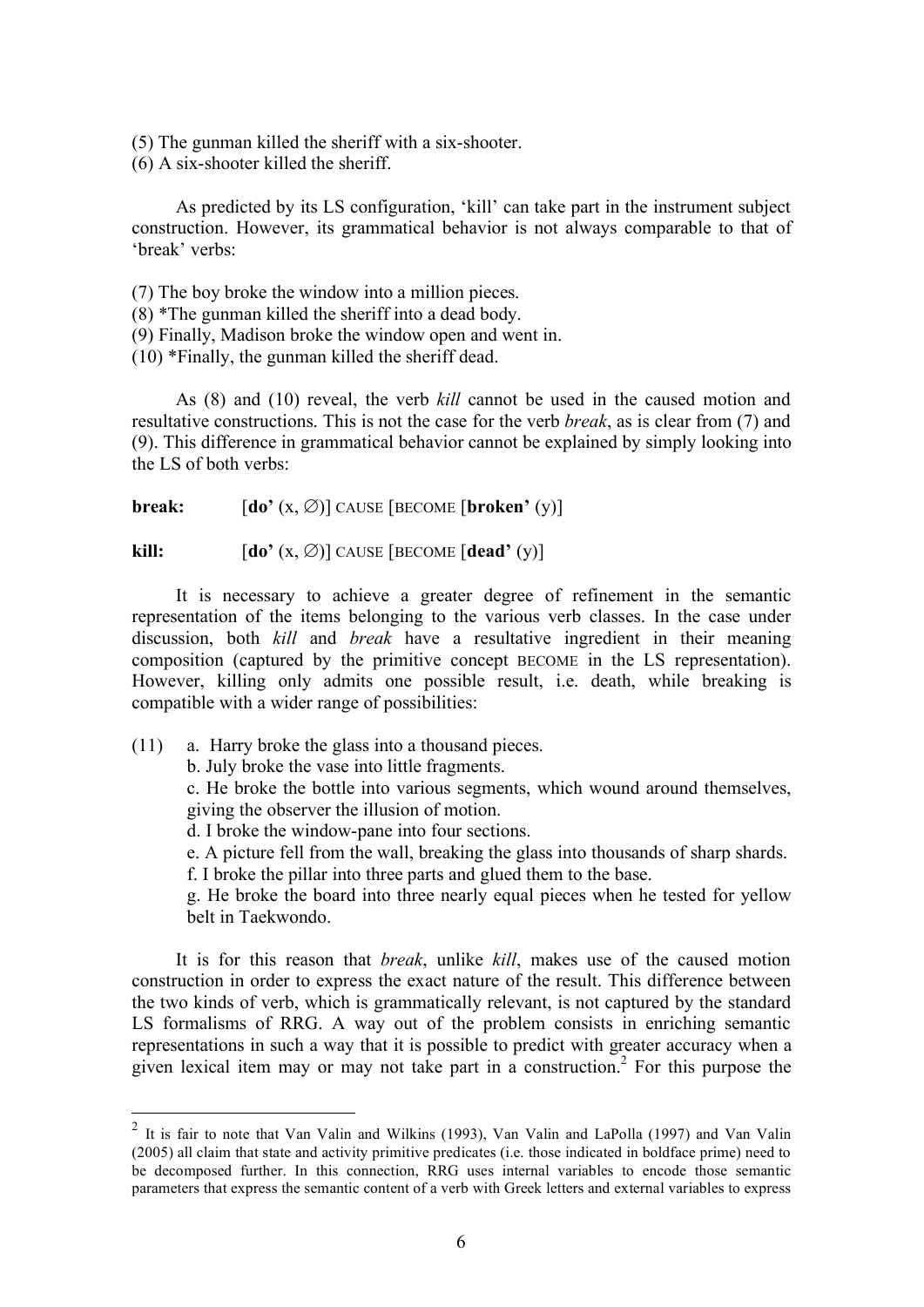(5) The gunman killed the sheriff with a six-shooter.
(6) A six-shooter killed the sheriff.

As predicted by its LS configuration, 'kill' can take part in the instrument subject construction. However, its grammatical behavior is not always comparable to that of 'break' verbs:

(7) The boy broke the window into a million pieces.
(8) *The gunman killed the sheriff into a dead body.
(9) Finally, Madison broke the window open and went in.
(10) *Finally, the gunman killed the sheriff dead.

As (8) and (10) reveal, the verb *kill* cannot be used in the caused motion and resultative constructions. This is not the case for the verb *break*, as is clear from (7) and (9). This difference in grammatical behavior cannot be explained by simply looking into the LS of both verbs:

**break:** [**do'** (x, ∅)] CAUSE [BECOME [**broken'** (y)]

**kill:** [**do'** (x, ∅)] CAUSE [BECOME [**dead'** (y)]

It is necessary to achieve a greater degree of refinement in the semantic representation of the items belonging to the various verb classes. In the case under discussion, both *kill* and *break* have a resultative ingredient in their meaning composition (captured by the primitive concept BECOME in the LS representation). However, killing only admits one possible result, i.e. death, while breaking is compatible with a wider range of possibilities:

(11) a. Harry broke the glass into a thousand pieces.
b. July broke the vase into little fragments.
c. He broke the bottle into various segments, which wound around themselves, giving the observer the illusion of motion.
d. I broke the window-pane into four sections.
e. A picture fell from the wall, breaking the glass into thousands of sharp shards.
f. I broke the pillar into three parts and glued them to the base.
g. He broke the board into three nearly equal pieces when he tested for yellow belt in Taekwondo.

It is for this reason that *break*, unlike *kill*, makes use of the caused motion construction in order to express the exact nature of the result. This difference between the two kinds of verb, which is grammatically relevant, is not captured by the standard LS formalisms of RRG. A way out of the problem consists in enriching semantic representations in such a way that it is possible to predict with greater accuracy when a given lexical item may or may not take part in a construction.[2] For this purpose the

[2] It is fair to note that Van Valin and Wilkins (1993), Van Valin and LaPolla (1997) and Van Valin (2005) all claim that state and activity primitive predicates (i.e. those indicated in boldface prime) need to be decomposed further. In this connection, RRG uses internal variables to encode those semantic parameters that express the semantic content of a verb with Greek letters and external variables to express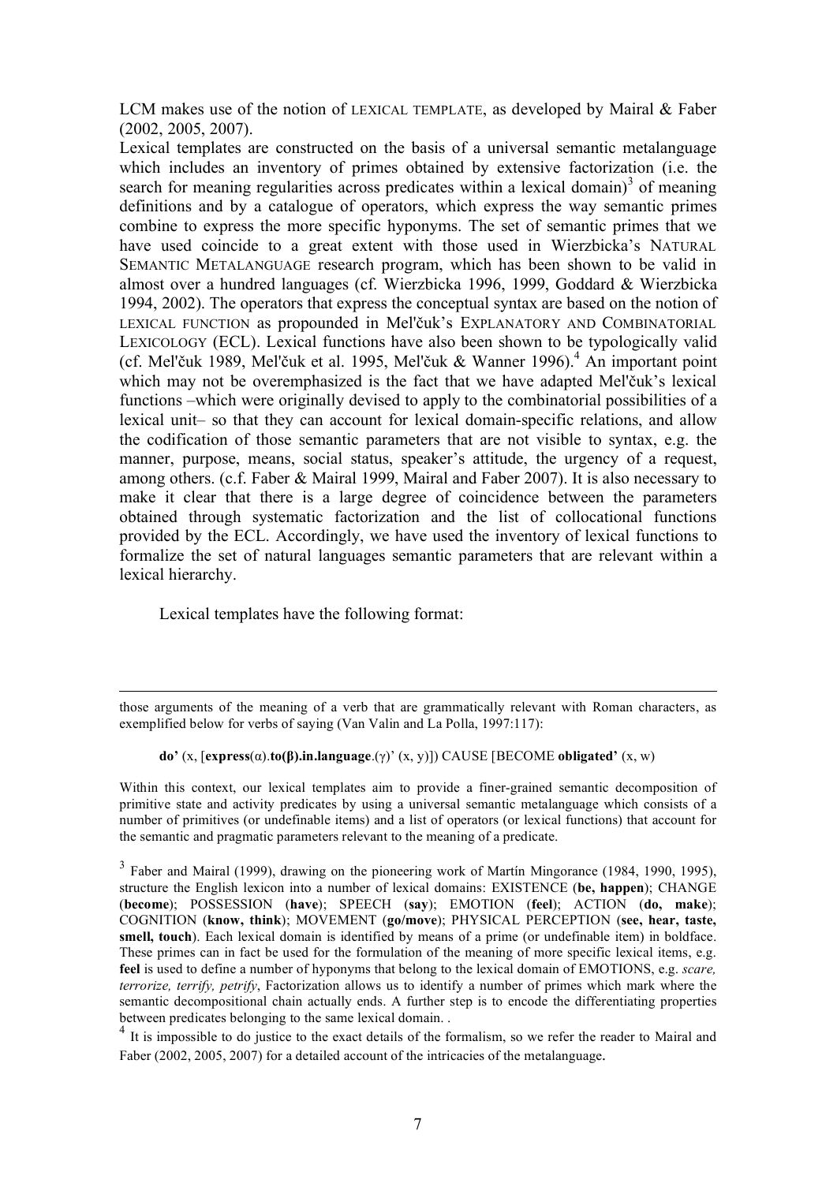LCM makes use of the notion of LEXICAL TEMPLATE, as developed by Mairal & Faber (2002, 2005, 2007).

Lexical templates are constructed on the basis of a universal semantic metalanguage which includes an inventory of primes obtained by extensive factorization (i.e. the search for meaning regularities across predicates within a lexical domain)[3] of meaning definitions and by a catalogue of operators, which express the way semantic primes combine to express the more specific hyponyms. The set of semantic primes that we have used coincide to a great extent with those used in Wierzbicka's NATURAL SEMANTIC METALANGUAGE research program, which has been shown to be valid in almost over a hundred languages (cf. Wierzbicka 1996, 1999, Goddard & Wierzbicka 1994, 2002). The operators that express the conceptual syntax are based on the notion of LEXICAL FUNCTION as propounded in Mel'čuk's EXPLANATORY AND COMBINATORIAL LEXICOLOGY (ECL). Lexical functions have also been shown to be typologically valid (cf. Mel'čuk 1989, Mel'čuk et al. 1995, Mel'čuk & Wanner 1996).[4] An important point which may not be overemphasized is the fact that we have adapted Mel'čuk's lexical functions –which were originally devised to apply to the combinatorial possibilities of a lexical unit– so that they can account for lexical domain-specific relations, and allow the codification of those semantic parameters that are not visible to syntax, e.g. the manner, purpose, means, social status, speaker's attitude, the urgency of a request, among others. (c.f. Faber & Mairal 1999, Mairal and Faber 2007). It is also necessary to make it clear that there is a large degree of coincidence between the parameters obtained through systematic factorization and the list of collocational functions provided by the ECL. Accordingly, we have used the inventory of lexical functions to formalize the set of natural languages semantic parameters that are relevant within a lexical hierarchy.

Lexical templates have the following format:

---

those arguments of the meaning of a verb that are grammatically relevant with Roman characters, as exemplified below for verbs of saying (Van Valin and La Polla, 1997:117):

**do'** (x, [**express**(α).**to(β).in.language**.(γ)' (x, y)]) CAUSE [BECOME **obligated'** (x, w)

Within this context, our lexical templates aim to provide a finer-grained semantic decomposition of primitive state and activity predicates by using a universal semantic metalanguage which consists of a number of primitives (or undefinable items) and a list of operators (or lexical functions) that account for the semantic and pragmatic parameters relevant to the meaning of a predicate.

[3] Faber and Mairal (1999), drawing on the pioneering work of Martín Mingorance (1984, 1990, 1995), structure the English lexicon into a number of lexical domains: EXISTENCE (**be, happen**); CHANGE (**become**); POSSESSION (**have**); SPEECH (**say**); EMOTION (**feel**); ACTION (**do, make**); COGNITION (**know, think**); MOVEMENT (**go/move**); PHYSICAL PERCEPTION (**see, hear, taste, smell, touch**). Each lexical domain is identified by means of a prime (or undefinable item) in boldface. These primes can in fact be used for the formulation of the meaning of more specific lexical items, e.g. **feel** is used to define a number of hyponyms that belong to the lexical domain of EMOTIONS, e.g. *scare, terrorize, terrify, petrify*, Factorization allows us to identify a number of primes which mark where the semantic decompositional chain actually ends. A further step is to encode the differentiating properties between predicates belonging to the same lexical domain. .

[4] It is impossible to do justice to the exact details of the formalism, so we refer the reader to Mairal and Faber (2002, 2005, 2007) for a detailed account of the intricacies of the metalanguage.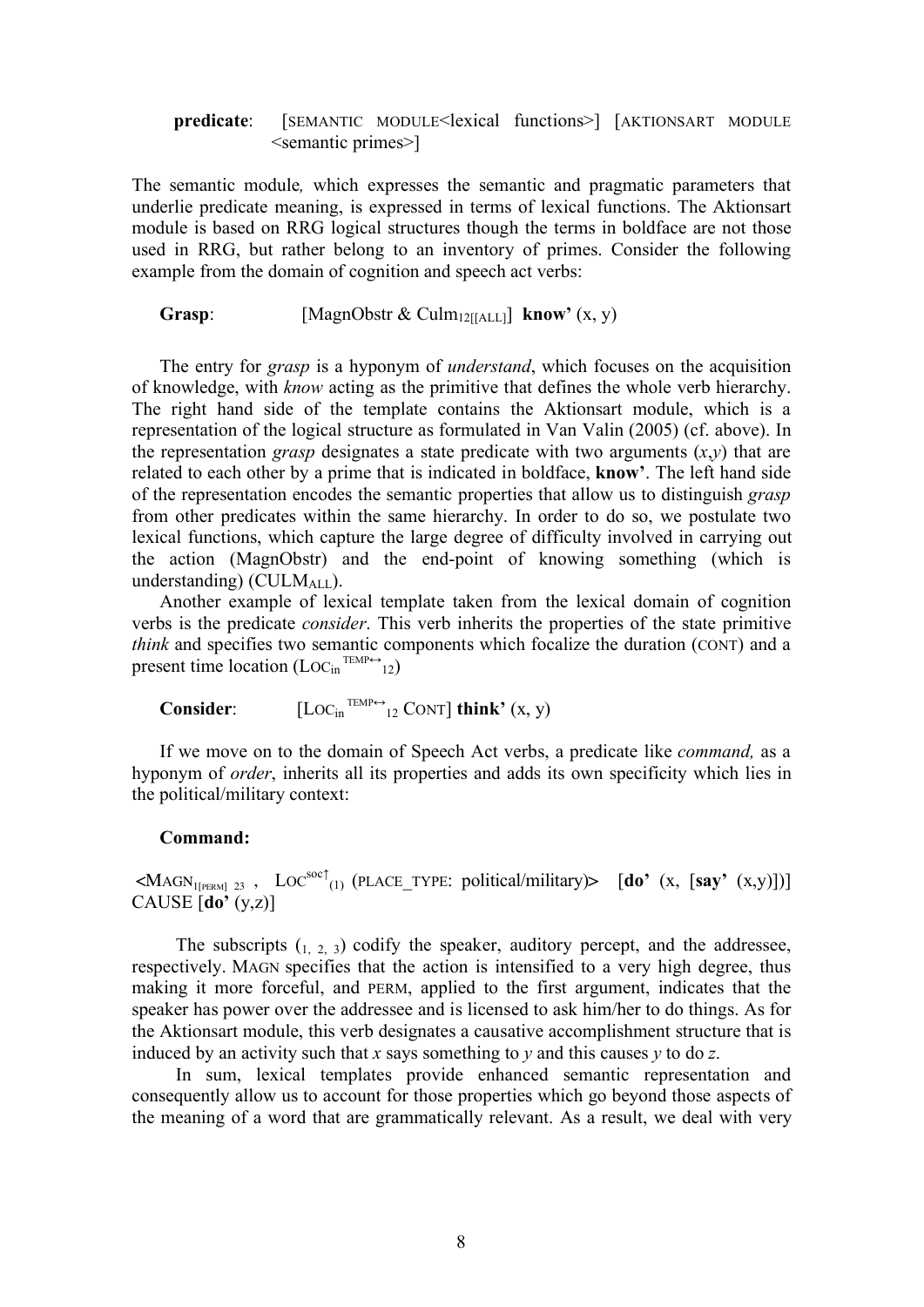**predicate**: [SEMANTIC MODULE<lexical functions>] [AKTIONSART MODULE <semantic primes>]

The semantic module*,* which expresses the semantic and pragmatic parameters that underlie predicate meaning, is expressed in terms of lexical functions. The Aktionsart module is based on RRG logical structures though the terms in boldface are not those used in RRG, but rather belong to an inventory of primes. Consider the following example from the domain of cognition and speech act verbs:

**Grasp**: [MagnObstr & $\text{Culm}_{12[[\text{ALL}]]}$] **know'** (x, y)

The entry for *grasp* is a hyponym of *understand*, which focuses on the acquisition of knowledge, with *know* acting as the primitive that defines the whole verb hierarchy. The right hand side of the template contains the Aktionsart module, which is a representation of the logical structure as formulated in Van Valin (2005) (cf. above). In the representation *grasp* designates a state predicate with two arguments (*x*,*y*) that are related to each other by a prime that is indicated in boldface, **know'**. The left hand side of the representation encodes the semantic properties that allow us to distinguish *grasp* from other predicates within the same hierarchy. In order to do so, we postulate two lexical functions, which capture the large degree of difficulty involved in carrying out the action (MagnObstr) and the end-point of knowing something (which is understanding) ($\text{CULM}_{\text{ALL}}$).

Another example of lexical template taken from the lexical domain of cognition verbs is the predicate *consider*. This verb inherits the properties of the state primitive *think* and specifies two semantic components which focalize the duration (CONT) and a present time location ($\text{LOC}_{\text{in}}{}^{\text{TEMP}\leftrightarrow}{}_{12}$)

**Consider**: [$\text{LOC}_{\text{in}}{}^{\text{TEMP}\leftrightarrow}{}_{12}$ CONT] **think'** (x, y)

If we move on to the domain of Speech Act verbs, a predicate like *command,* as a hyponym of *order*, inherits all its properties and adds its own specificity which lies in the political/military context:

**Command:**

<$\text{MAGN}_{1[\text{PERM}]\ 23}$ , $\text{LOC}^{\text{soc}\uparrow}{}_{(1)}$ (PLACE_TYPE: political/military)> [**do'** (x, [**say'** (x,y)])] CAUSE [**do'** (y,z)]

The subscripts ($_{1,\ 2,\ 3}$) codify the speaker, auditory percept, and the addressee, respectively. MAGN specifies that the action is intensified to a very high degree, thus making it more forceful, and PERM, applied to the first argument, indicates that the speaker has power over the addressee and is licensed to ask him/her to do things. As for the Aktionsart module, this verb designates a causative accomplishment structure that is induced by an activity such that *x* says something to *y* and this causes *y* to do *z*.

In sum, lexical templates provide enhanced semantic representation and consequently allow us to account for those properties which go beyond those aspects of the meaning of a word that are grammatically relevant. As a result, we deal with very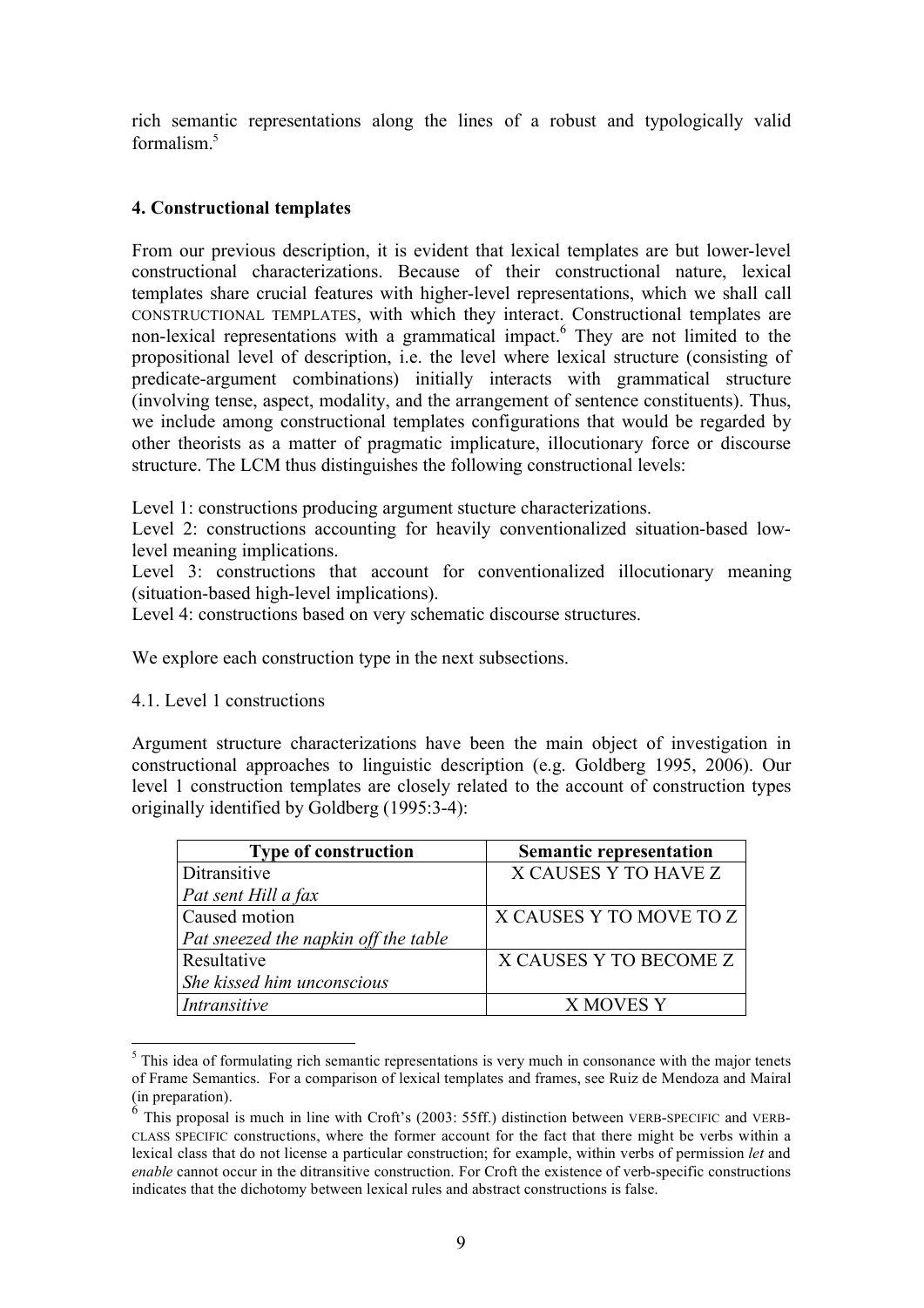rich semantic representations along the lines of a robust and typologically valid formalism.[5]

## 4. Constructional templates

From our previous description, it is evident that lexical templates are but lower-level constructional characterizations. Because of their constructional nature, lexical templates share crucial features with higher-level representations, which we shall call CONSTRUCTIONAL TEMPLATES, with which they interact. Constructional templates are non-lexical representations with a grammatical impact.[6] They are not limited to the propositional level of description, i.e. the level where lexical structure (consisting of predicate-argument combinations) initially interacts with grammatical structure (involving tense, aspect, modality, and the arrangement of sentence constituents). Thus, we include among constructional templates configurations that would be regarded by other theorists as a matter of pragmatic implicature, illocutionary force or discourse structure. The LCM thus distinguishes the following constructional levels:

Level 1: constructions producing argument stucture characterizations.
Level 2: constructions accounting for heavily conventionalized situation-based low-level meaning implications.
Level 3: constructions that account for conventionalized illocutionary meaning (situation-based high-level implications).
Level 4: constructions based on very schematic discourse structures.

We explore each construction type in the next subsections.

### 4.1. Level 1 constructions

Argument structure characterizations have been the main object of investigation in constructional approaches to linguistic description (e.g. Goldberg 1995, 2006). Our level 1 construction templates are closely related to the account of construction types originally identified by Goldberg (1995:3-4):

| Type of construction | Semantic representation |
|---|---|
| Ditransitive<br>*Pat sent Hill a fax* | X CAUSES Y TO HAVE Z |
| Caused motion<br>*Pat sneezed the napkin off the table* | X CAUSES Y TO MOVE TO Z |
| Resultative<br>*She kissed him unconscious* | X CAUSES Y TO BECOME Z |
| *Intransitive* | X MOVES Y |

[5] This idea of formulating rich semantic representations is very much in consonance with the major tenets of Frame Semantics. For a comparison of lexical templates and frames, see Ruiz de Mendoza and Mairal (in preparation).

[6] This proposal is much in line with Croft's (2003: 55ff.) distinction between VERB-SPECIFIC and VERB-CLASS SPECIFIC constructions, where the former account for the fact that there might be verbs within a lexical class that do not license a particular construction; for example, within verbs of permission *let* and *enable* cannot occur in the ditransitive construction. For Croft the existence of verb-specific constructions indicates that the dichotomy between lexical rules and abstract constructions is false.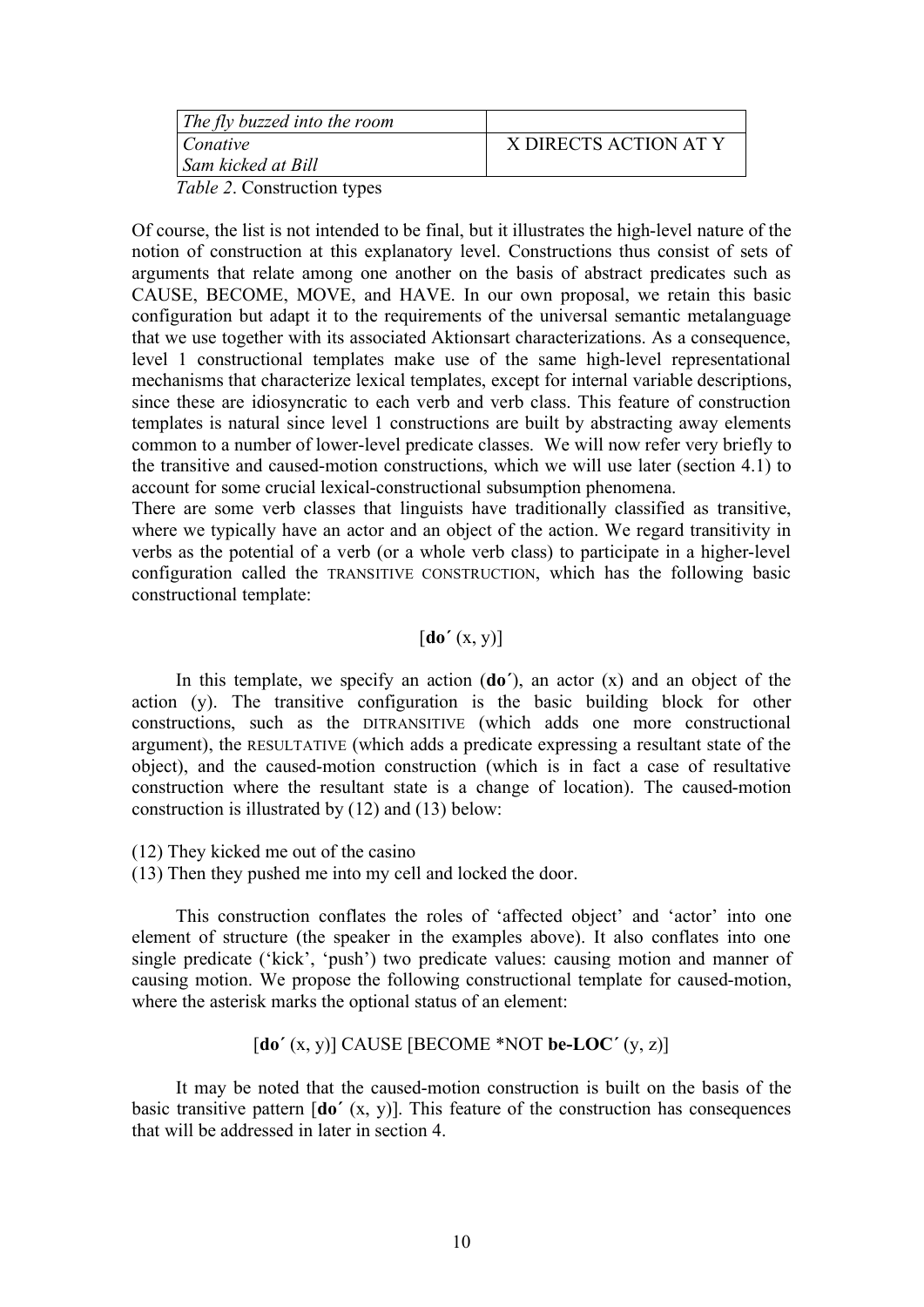| | |
|---|---|
| *The fly buzzed into the room* | |
| *Conative* | X DIRECTS ACTION AT Y |
| *Sam kicked at Bill* | |

*Table 2*. Construction types

Of course, the list is not intended to be final, but it illustrates the high-level nature of the notion of construction at this explanatory level. Constructions thus consist of sets of arguments that relate among one another on the basis of abstract predicates such as CAUSE, BECOME, MOVE, and HAVE. In our own proposal, we retain this basic configuration but adapt it to the requirements of the universal semantic metalanguage that we use together with its associated Aktionsart characterizations. As a consequence, level 1 constructional templates make use of the same high-level representational mechanisms that characterize lexical templates, except for internal variable descriptions, since these are idiosyncratic to each verb and verb class. This feature of construction templates is natural since level 1 constructions are built by abstracting away elements common to a number of lower-level predicate classes. We will now refer very briefly to the transitive and caused-motion constructions, which we will use later (section 4.1) to account for some crucial lexical-constructional subsumption phenomena.

There are some verb classes that linguists have traditionally classified as transitive, where we typically have an actor and an object of the action. We regard transitivity in verbs as the potential of a verb (or a whole verb class) to participate in a higher-level configuration called the TRANSITIVE CONSTRUCTION, which has the following basic constructional template:

[**do´** (x, y)]

In this template, we specify an action (**do´**), an actor (x) and an object of the action (y). The transitive configuration is the basic building block for other constructions, such as the DITRANSITIVE (which adds one more constructional argument), the RESULTATIVE (which adds a predicate expressing a resultant state of the object), and the caused-motion construction (which is in fact a case of resultative construction where the resultant state is a change of location). The caused-motion construction is illustrated by (12) and (13) below:

(12) They kicked me out of the casino

(13) Then they pushed me into my cell and locked the door.

This construction conflates the roles of 'affected object' and 'actor' into one element of structure (the speaker in the examples above). It also conflates into one single predicate ('kick', 'push') two predicate values: causing motion and manner of causing motion. We propose the following constructional template for caused-motion, where the asterisk marks the optional status of an element:

[**do´** (x, y)] CAUSE [BECOME *NOT **be-LOC´** (y, z)]

It may be noted that the caused-motion construction is built on the basis of the basic transitive pattern [**do´** (x, y)]. This feature of the construction has consequences that will be addressed in later in section 4.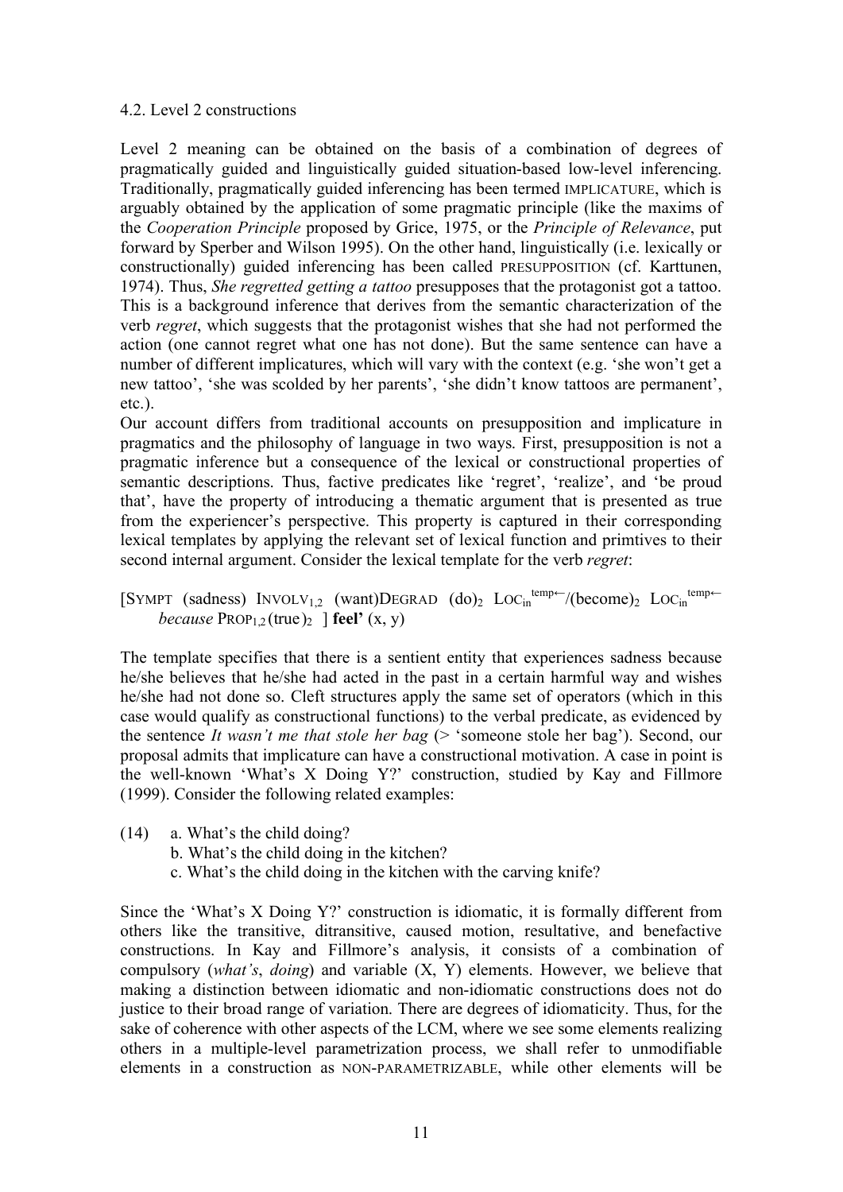### 4.2. Level 2 constructions

Level 2 meaning can be obtained on the basis of a combination of degrees of pragmatically guided and linguistically guided situation-based low-level inferencing. Traditionally, pragmatically guided inferencing has been termed IMPLICATURE, which is arguably obtained by the application of some pragmatic principle (like the maxims of the *Cooperation Principle* proposed by Grice, 1975, or the *Principle of Relevance*, put forward by Sperber and Wilson 1995). On the other hand, linguistically (i.e. lexically or constructionally) guided inferencing has been called PRESUPPOSITION (cf. Karttunen, 1974). Thus, *She regretted getting a tattoo* presupposes that the protagonist got a tattoo. This is a background inference that derives from the semantic characterization of the verb *regret*, which suggests that the protagonist wishes that she had not performed the action (one cannot regret what one has not done). But the same sentence can have a number of different implicatures, which will vary with the context (e.g. 'she won't get a new tattoo', 'she was scolded by her parents', 'she didn't know tattoos are permanent', etc.).

Our account differs from traditional accounts on presupposition and implicature in pragmatics and the philosophy of language in two ways. First, presupposition is not a pragmatic inference but a consequence of the lexical or constructional properties of semantic descriptions. Thus, factive predicates like 'regret', 'realize', and 'be proud that', have the property of introducing a thematic argument that is presented as true from the experiencer's perspective. This property is captured in their corresponding lexical templates by applying the relevant set of lexical function and primtives to their second internal argument. Consider the lexical template for the verb *regret*:

[SYMPT (sadness) $\text{INVOLV}_{1,2}$ (want)DEGRAD $(\text{do})_2$ $\text{LOC}_{\text{in}}^{\text{temp}\leftarrow}$/$(\text{become})_2$ $\text{LOC}_{\text{in}}^{\text{temp}\leftarrow}$ *because* $\text{PROP}_{1,2}(\text{true})_2$ ] **feel'** (x, y)

The template specifies that there is a sentient entity that experiences sadness because he/she believes that he/she had acted in the past in a certain harmful way and wishes he/she had not done so. Cleft structures apply the same set of operators (which in this case would qualify as constructional functions) to the verbal predicate, as evidenced by the sentence *It wasn't me that stole her bag* (> 'someone stole her bag'). Second, our proposal admits that implicature can have a constructional motivation. A case in point is the well-known 'What's X Doing Y?' construction, studied by Kay and Fillmore (1999). Consider the following related examples:

(14) a. What's the child doing?
b. What's the child doing in the kitchen?
c. What's the child doing in the kitchen with the carving knife?

Since the 'What's X Doing Y?' construction is idiomatic, it is formally different from others like the transitive, ditransitive, caused motion, resultative, and benefactive constructions. In Kay and Fillmore's analysis, it consists of a combination of compulsory (*what's*, *doing*) and variable (X, Y) elements. However, we believe that making a distinction between idiomatic and non-idiomatic constructions does not do justice to their broad range of variation. There are degrees of idiomaticity. Thus, for the sake of coherence with other aspects of the LCM, where we see some elements realizing others in a multiple-level parametrization process, we shall refer to unmodifiable elements in a construction as NON-PARAMETRIZABLE, while other elements will be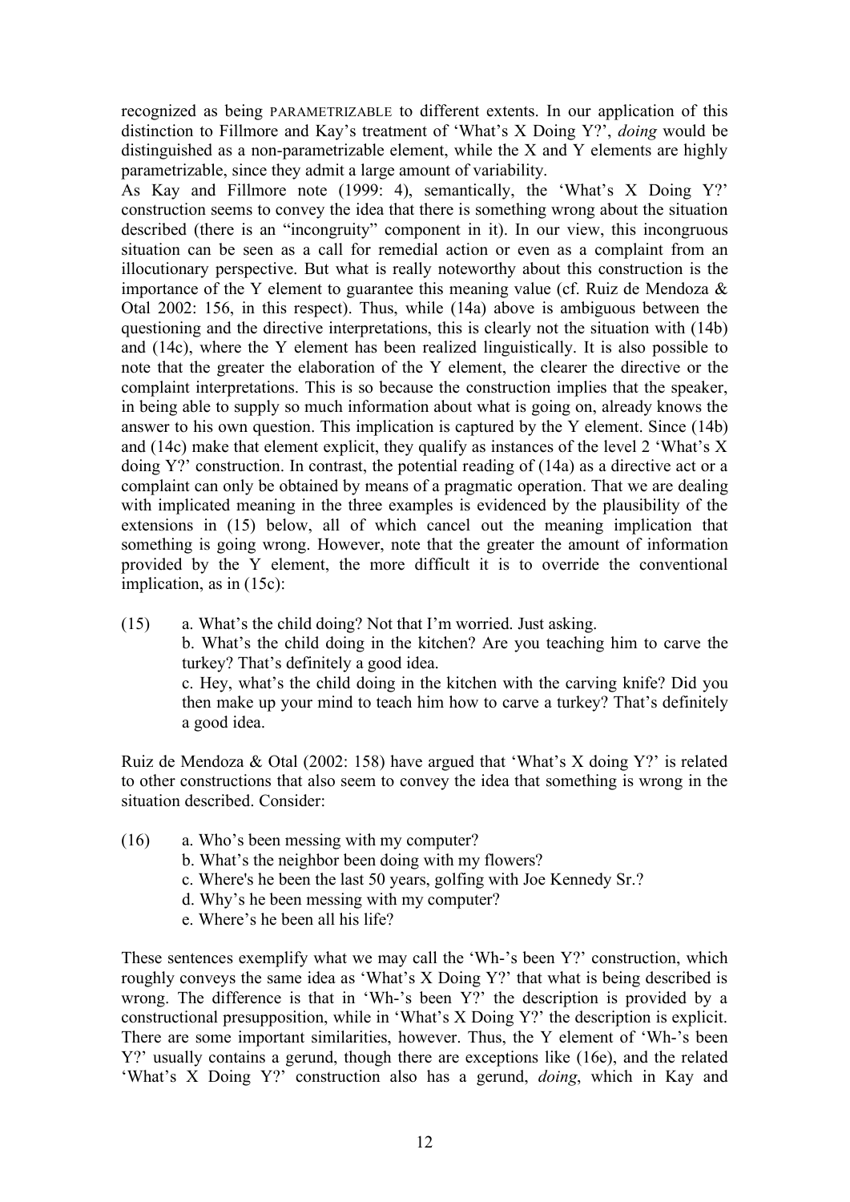recognized as being PARAMETRIZABLE to different extents. In our application of this distinction to Fillmore and Kay's treatment of 'What's X Doing Y?', *doing* would be distinguished as a non-parametrizable element, while the X and Y elements are highly parametrizable, since they admit a large amount of variability.

As Kay and Fillmore note (1999: 4), semantically, the 'What's X Doing Y?' construction seems to convey the idea that there is something wrong about the situation described (there is an "incongruity" component in it). In our view, this incongruous situation can be seen as a call for remedial action or even as a complaint from an illocutionary perspective. But what is really noteworthy about this construction is the importance of the Y element to guarantee this meaning value (cf. Ruiz de Mendoza & Otal 2002: 156, in this respect). Thus, while (14a) above is ambiguous between the questioning and the directive interpretations, this is clearly not the situation with (14b) and (14c), where the Y element has been realized linguistically. It is also possible to note that the greater the elaboration of the Y element, the clearer the directive or the complaint interpretations. This is so because the construction implies that the speaker, in being able to supply so much information about what is going on, already knows the answer to his own question. This implication is captured by the Y element. Since (14b) and (14c) make that element explicit, they qualify as instances of the level 2 'What's X doing Y?' construction. In contrast, the potential reading of (14a) as a directive act or a complaint can only be obtained by means of a pragmatic operation. That we are dealing with implicated meaning in the three examples is evidenced by the plausibility of the extensions in (15) below, all of which cancel out the meaning implication that something is going wrong. However, note that the greater the amount of information provided by the Y element, the more difficult it is to override the conventional implication, as in (15c):

(15) a. What's the child doing? Not that I'm worried. Just asking.
b. What's the child doing in the kitchen? Are you teaching him to carve the turkey? That's definitely a good idea.
c. Hey, what's the child doing in the kitchen with the carving knife? Did you then make up your mind to teach him how to carve a turkey? That's definitely a good idea.

Ruiz de Mendoza & Otal (2002: 158) have argued that 'What's X doing Y?' is related to other constructions that also seem to convey the idea that something is wrong in the situation described. Consider:

(16) a. Who's been messing with my computer?
b. What's the neighbor been doing with my flowers?
c. Where's he been the last 50 years, golfing with Joe Kennedy Sr.?
d. Why's he been messing with my computer?
e. Where's he been all his life?

These sentences exemplify what we may call the 'Wh-'s been Y?' construction, which roughly conveys the same idea as 'What's X Doing Y?' that what is being described is wrong. The difference is that in 'Wh-'s been Y?' the description is provided by a constructional presupposition, while in 'What's X Doing Y?' the description is explicit. There are some important similarities, however. Thus, the Y element of 'Wh-'s been Y?' usually contains a gerund, though there are exceptions like (16e), and the related 'What's X Doing Y?' construction also has a gerund, *doing*, which in Kay and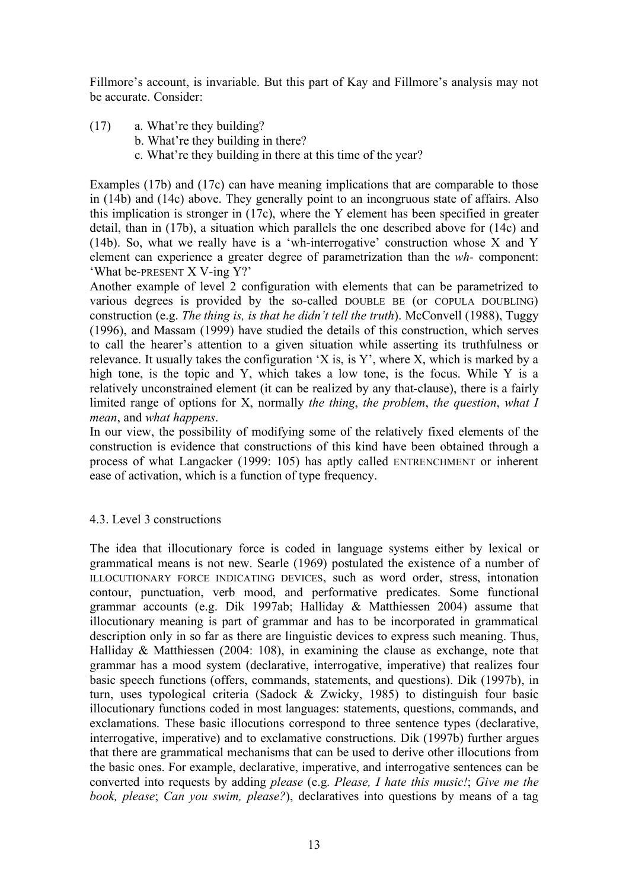Fillmore's account, is invariable. But this part of Kay and Fillmore's analysis may not be accurate. Consider:

(17) a. What're they building?
b. What're they building in there?
c. What're they building in there at this time of the year?

Examples (17b) and (17c) can have meaning implications that are comparable to those in (14b) and (14c) above. They generally point to an incongruous state of affairs. Also this implication is stronger in (17c), where the Y element has been specified in greater detail, than in (17b), a situation which parallels the one described above for (14c) and (14b). So, what we really have is a 'wh-interrogative' construction whose X and Y element can experience a greater degree of parametrization than the *wh-* component: 'What be-PRESENT X V-ing Y?'

Another example of level 2 configuration with elements that can be parametrized to various degrees is provided by the so-called DOUBLE BE (or COPULA DOUBLING) construction (e.g. *The thing is, is that he didn't tell the truth*). McConvell (1988), Tuggy (1996), and Massam (1999) have studied the details of this construction, which serves to call the hearer's attention to a given situation while asserting its truthfulness or relevance. It usually takes the configuration 'X is, is Y', where X, which is marked by a high tone, is the topic and Y, which takes a low tone, is the focus. While Y is a relatively unconstrained element (it can be realized by any that-clause), there is a fairly limited range of options for X, normally *the thing*, *the problem*, *the question*, *what I mean*, and *what happens*.

In our view, the possibility of modifying some of the relatively fixed elements of the construction is evidence that constructions of this kind have been obtained through a process of what Langacker (1999: 105) has aptly called ENTRENCHMENT or inherent ease of activation, which is a function of type frequency.

### 4.3. Level 3 constructions

The idea that illocutionary force is coded in language systems either by lexical or grammatical means is not new. Searle (1969) postulated the existence of a number of ILLOCUTIONARY FORCE INDICATING DEVICES, such as word order, stress, intonation contour, punctuation, verb mood, and performative predicates. Some functional grammar accounts (e.g. Dik 1997ab; Halliday & Matthiessen 2004) assume that illocutionary meaning is part of grammar and has to be incorporated in grammatical description only in so far as there are linguistic devices to express such meaning. Thus, Halliday & Matthiessen (2004: 108), in examining the clause as exchange, note that grammar has a mood system (declarative, interrogative, imperative) that realizes four basic speech functions (offers, commands, statements, and questions). Dik (1997b), in turn, uses typological criteria (Sadock & Zwicky, 1985) to distinguish four basic illocutionary functions coded in most languages: statements, questions, commands, and exclamations. These basic illocutions correspond to three sentence types (declarative, interrogative, imperative) and to exclamative constructions. Dik (1997b) further argues that there are grammatical mechanisms that can be used to derive other illocutions from the basic ones. For example, declarative, imperative, and interrogative sentences can be converted into requests by adding *please* (e.g. *Please, I hate this music!*; *Give me the book, please*; *Can you swim, please?*), declaratives into questions by means of a tag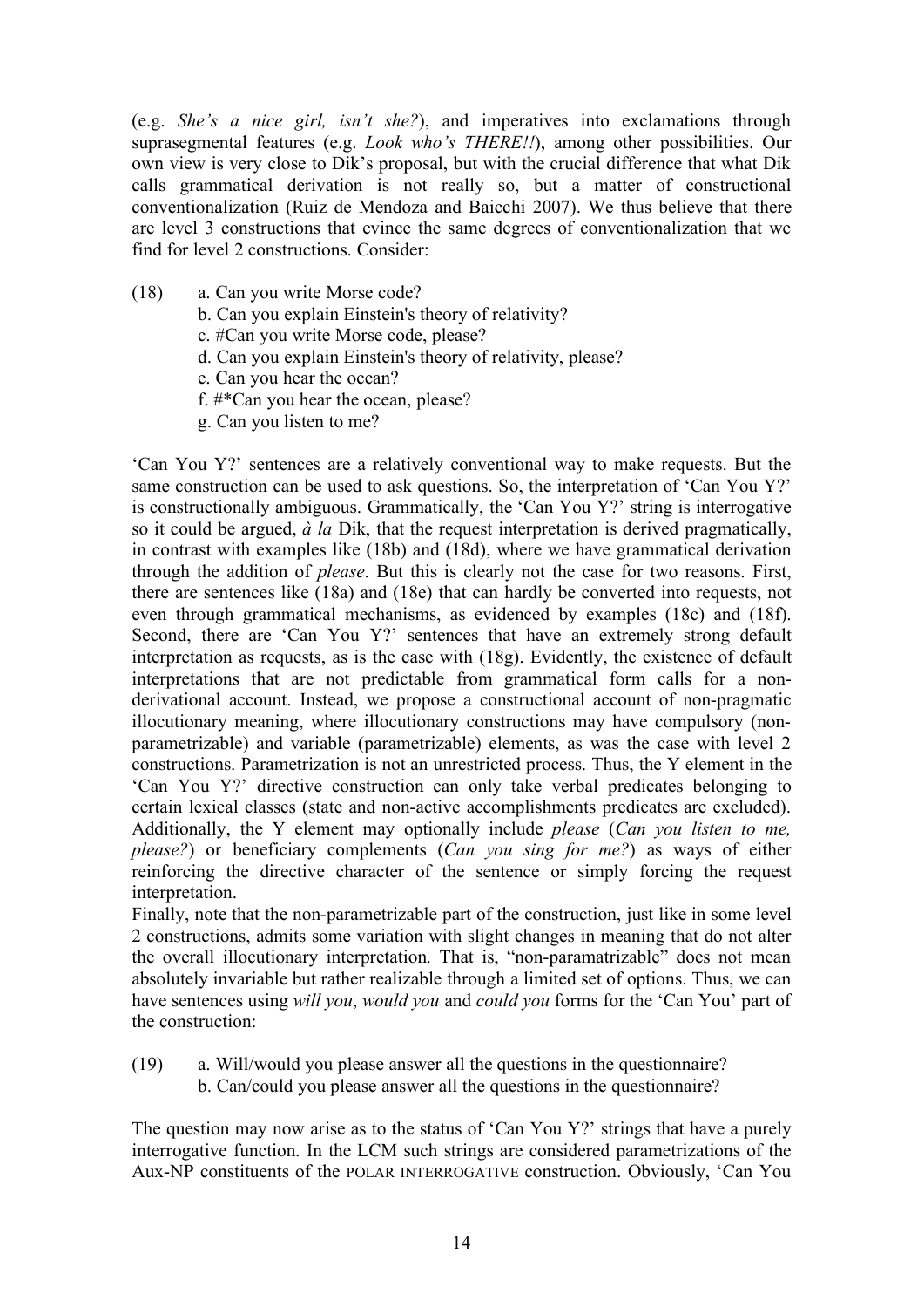(e.g. *She's a nice girl, isn't she?*), and imperatives into exclamations through suprasegmental features (e.g. *Look who's THERE!!*), among other possibilities. Our own view is very close to Dik's proposal, but with the crucial difference that what Dik calls grammatical derivation is not really so, but a matter of constructional conventionalization (Ruiz de Mendoza and Baicchi 2007). We thus believe that there are level 3 constructions that evince the same degrees of conventionalization that we find for level 2 constructions. Consider:

(18) a. Can you write Morse code?
 b. Can you explain Einstein's theory of relativity?
 c. #Can you write Morse code, please?
 d. Can you explain Einstein's theory of relativity, please?
 e. Can you hear the ocean?
 f. #*Can you hear the ocean, please?
 g. Can you listen to me?

'Can You Y?' sentences are a relatively conventional way to make requests. But the same construction can be used to ask questions. So, the interpretation of 'Can You Y?' is constructionally ambiguous. Grammatically, the 'Can You Y?' string is interrogative so it could be argued, *à la* Dik, that the request interpretation is derived pragmatically, in contrast with examples like (18b) and (18d), where we have grammatical derivation through the addition of *please*. But this is clearly not the case for two reasons. First, there are sentences like (18a) and (18e) that can hardly be converted into requests, not even through grammatical mechanisms, as evidenced by examples (18c) and (18f). Second, there are 'Can You Y?' sentences that have an extremely strong default interpretation as requests, as is the case with (18g). Evidently, the existence of default interpretations that are not predictable from grammatical form calls for a non-derivational account. Instead, we propose a constructional account of non-pragmatic illocutionary meaning, where illocutionary constructions may have compulsory (non-parametrizable) and variable (parametrizable) elements, as was the case with level 2 constructions. Parametrization is not an unrestricted process. Thus, the Y element in the 'Can You Y?' directive construction can only take verbal predicates belonging to certain lexical classes (state and non-active accomplishments predicates are excluded). Additionally, the Y element may optionally include *please* (*Can you listen to me, please?*) or beneficiary complements (*Can you sing for me?*) as ways of either reinforcing the directive character of the sentence or simply forcing the request interpretation.

Finally, note that the non-parametrizable part of the construction, just like in some level 2 constructions, admits some variation with slight changes in meaning that do not alter the overall illocutionary interpretation. That is, "non-paramatrizable" does not mean absolutely invariable but rather realizable through a limited set of options. Thus, we can have sentences using *will you*, *would you* and *could you* forms for the 'Can You' part of the construction:

(19) a. Will/would you please answer all the questions in the questionnaire?
 b. Can/could you please answer all the questions in the questionnaire?

The question may now arise as to the status of 'Can You Y?' strings that have a purely interrogative function. In the LCM such strings are considered parametrizations of the Aux-NP constituents of the POLAR INTERROGATIVE construction. Obviously, 'Can You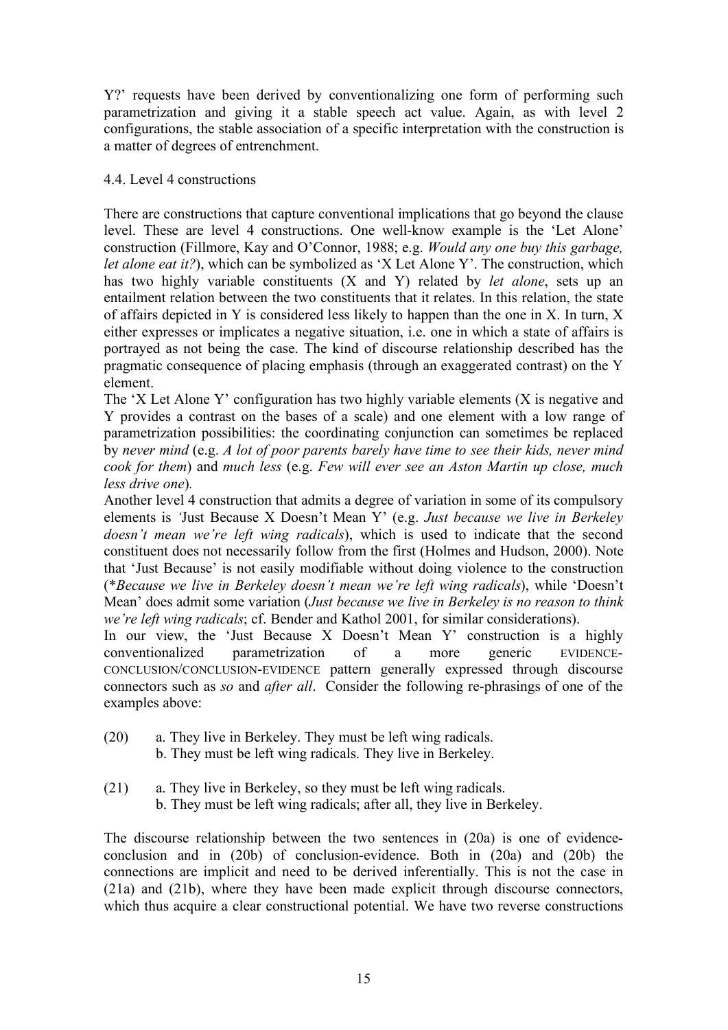Y?' requests have been derived by conventionalizing one form of performing such parametrization and giving it a stable speech act value. Again, as with level 2 configurations, the stable association of a specific interpretation with the construction is a matter of degrees of entrenchment.

### 4.4. Level 4 constructions

There are constructions that capture conventional implications that go beyond the clause level. These are level 4 constructions. One well-know example is the 'Let Alone' construction (Fillmore, Kay and O'Connor, 1988; e.g. *Would any one buy this garbage, let alone eat it?*), which can be symbolized as 'X Let Alone Y'. The construction, which has two highly variable constituents (X and Y) related by *let alone*, sets up an entailment relation between the two constituents that it relates. In this relation, the state of affairs depicted in Y is considered less likely to happen than the one in X. In turn, X either expresses or implicates a negative situation, i.e. one in which a state of affairs is portrayed as not being the case. The kind of discourse relationship described has the pragmatic consequence of placing emphasis (through an exaggerated contrast) on the Y element.

The 'X Let Alone Y' configuration has two highly variable elements (X is negative and Y provides a contrast on the bases of a scale) and one element with a low range of parametrization possibilities: the coordinating conjunction can sometimes be replaced by *never mind* (e.g. *A lot of poor parents barely have time to see their kids, never mind cook for them*) and *much less* (e.g. *Few will ever see an Aston Martin up close, much less drive one*).

Another level 4 construction that admits a degree of variation in some of its compulsory elements is 'Just Because X Doesn't Mean Y' (e.g. *Just because we live in Berkeley doesn't mean we're left wing radicals*), which is used to indicate that the second constituent does not necessarily follow from the first (Holmes and Hudson, 2000). Note that 'Just Because' is not easily modifiable without doing violence to the construction (**Because we live in Berkeley doesn't mean we're left wing radicals*), while 'Doesn't Mean' does admit some variation (*Just because we live in Berkeley is no reason to think we're left wing radicals*; cf. Bender and Kathol 2001, for similar considerations).

In our view, the 'Just Because X Doesn't Mean Y' construction is a highly conventionalized parametrization of a more generic EVIDENCE-CONCLUSION/CONCLUSION-EVIDENCE pattern generally expressed through discourse connectors such as *so* and *after all*. Consider the following re-phrasings of one of the examples above:

(20) a. They live in Berkeley. They must be left wing radicals.
 b. They must be left wing radicals. They live in Berkeley.

(21) a. They live in Berkeley, so they must be left wing radicals.
 b. They must be left wing radicals; after all, they live in Berkeley.

The discourse relationship between the two sentences in (20a) is one of evidence-conclusion and in (20b) of conclusion-evidence. Both in (20a) and (20b) the connections are implicit and need to be derived inferentially. This is not the case in (21a) and (21b), where they have been made explicit through discourse connectors, which thus acquire a clear constructional potential. We have two reverse constructions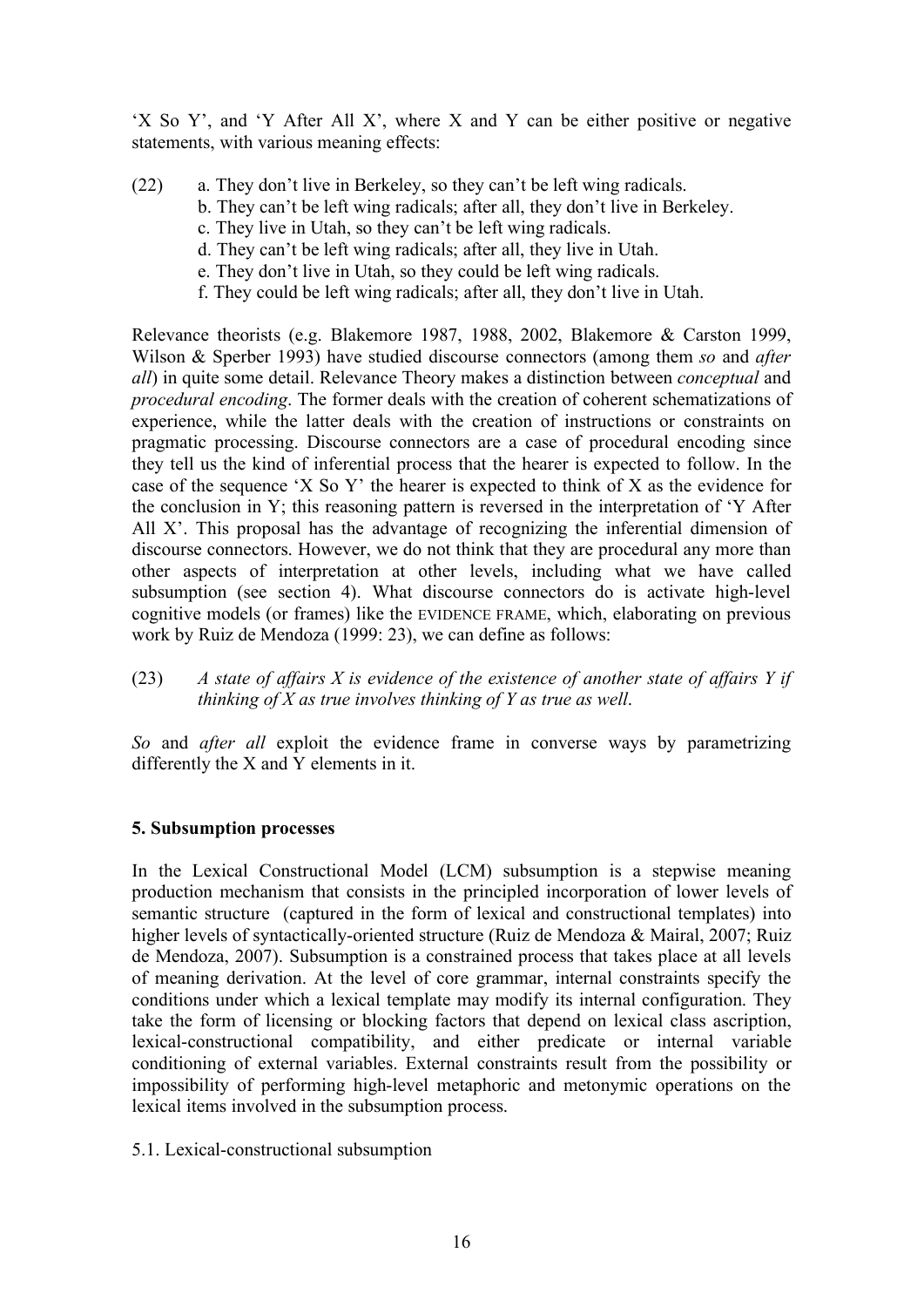'X So Y', and 'Y After All X', where X and Y can be either positive or negative statements, with various meaning effects:

(22) a. They don't live in Berkeley, so they can't be left wing radicals.
  b. They can't be left wing radicals; after all, they don't live in Berkeley.
  c. They live in Utah, so they can't be left wing radicals.
  d. They can't be left wing radicals; after all, they live in Utah.
  e. They don't live in Utah, so they could be left wing radicals.
  f. They could be left wing radicals; after all, they don't live in Utah.

Relevance theorists (e.g. Blakemore 1987, 1988, 2002, Blakemore & Carston 1999, Wilson & Sperber 1993) have studied discourse connectors (among them *so* and *after all*) in quite some detail. Relevance Theory makes a distinction between *conceptual* and *procedural encoding*. The former deals with the creation of coherent schematizations of experience, while the latter deals with the creation of instructions or constraints on pragmatic processing. Discourse connectors are a case of procedural encoding since they tell us the kind of inferential process that the hearer is expected to follow. In the case of the sequence 'X So Y' the hearer is expected to think of X as the evidence for the conclusion in Y; this reasoning pattern is reversed in the interpretation of 'Y After All X'. This proposal has the advantage of recognizing the inferential dimension of discourse connectors. However, we do not think that they are procedural any more than other aspects of interpretation at other levels, including what we have called subsumption (see section 4). What discourse connectors do is activate high-level cognitive models (or frames) like the EVIDENCE FRAME, which, elaborating on previous work by Ruiz de Mendoza (1999: 23), we can define as follows:

(23) *A state of affairs X is evidence of the existence of another state of affairs Y if thinking of X as true involves thinking of Y as true as well*.

*So* and *after all* exploit the evidence frame in converse ways by parametrizing differently the X and Y elements in it.

**5. Subsumption processes**

In the Lexical Constructional Model (LCM) subsumption is a stepwise meaning production mechanism that consists in the principled incorporation of lower levels of semantic structure (captured in the form of lexical and constructional templates) into higher levels of syntactically-oriented structure (Ruiz de Mendoza & Mairal, 2007; Ruiz de Mendoza, 2007). Subsumption is a constrained process that takes place at all levels of meaning derivation. At the level of core grammar, internal constraints specify the conditions under which a lexical template may modify its internal configuration. They take the form of licensing or blocking factors that depend on lexical class ascription, lexical-constructional compatibility, and either predicate or internal variable conditioning of external variables. External constraints result from the possibility or impossibility of performing high-level metaphoric and metonymic operations on the lexical items involved in the subsumption process.

5.1. Lexical-constructional subsumption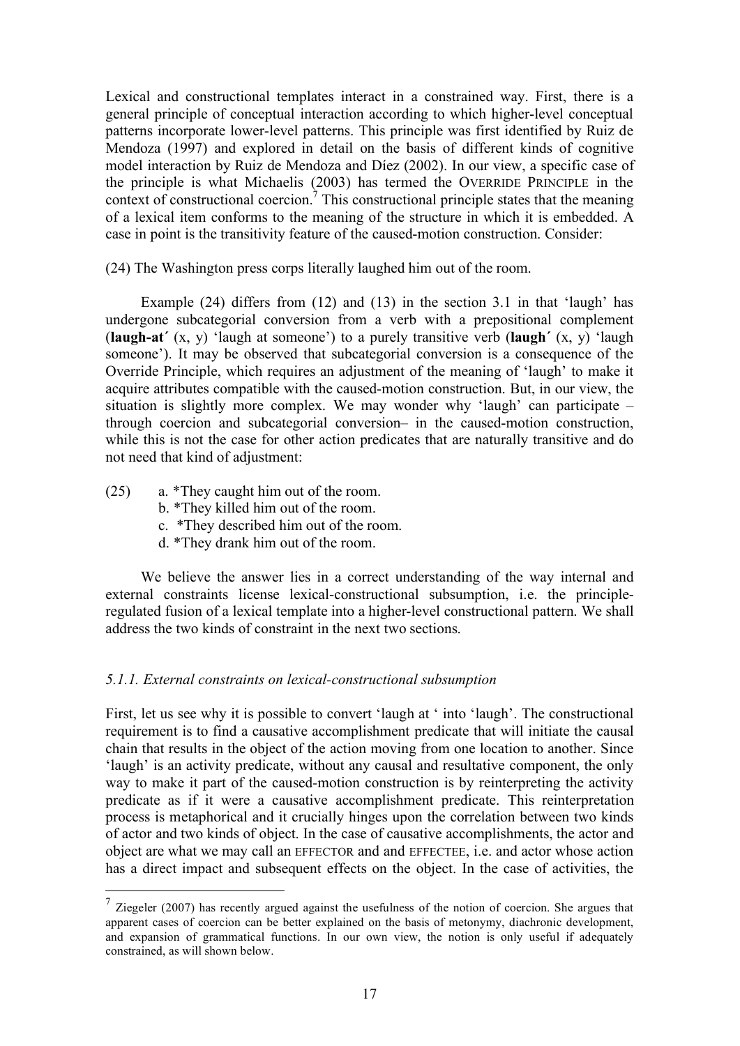Lexical and constructional templates interact in a constrained way. First, there is a general principle of conceptual interaction according to which higher-level conceptual patterns incorporate lower-level patterns. This principle was first identified by Ruiz de Mendoza (1997) and explored in detail on the basis of different kinds of cognitive model interaction by Ruiz de Mendoza and Díez (2002). In our view, a specific case of the principle is what Michaelis (2003) has termed the OVERRIDE PRINCIPLE in the context of constructional coercion.[7] This constructional principle states that the meaning of a lexical item conforms to the meaning of the structure in which it is embedded. A case in point is the transitivity feature of the caused-motion construction. Consider:

(24) The Washington press corps literally laughed him out of the room.

Example (24) differs from (12) and (13) in the section 3.1 in that 'laugh' has undergone subcategorial conversion from a verb with a prepositional complement (**laugh-at´** (x, y) 'laugh at someone') to a purely transitive verb (**laugh´** (x, y) 'laugh someone'). It may be observed that subcategorial conversion is a consequence of the Override Principle, which requires an adjustment of the meaning of 'laugh' to make it acquire attributes compatible with the caused-motion construction. But, in our view, the situation is slightly more complex. We may wonder why 'laugh' can participate – through coercion and subcategorial conversion– in the caused-motion construction, while this is not the case for other action predicates that are naturally transitive and do not need that kind of adjustment:

(25) a. *They caught him out of the room.
  b. *They killed him out of the room.
  c. *They described him out of the room.
  d. *They drank him out of the room.

We believe the answer lies in a correct understanding of the way internal and external constraints license lexical-constructional subsumption, i.e. the principle-regulated fusion of a lexical template into a higher-level constructional pattern. We shall address the two kinds of constraint in the next two sections.

### *5.1.1. External constraints on lexical-constructional subsumption*

First, let us see why it is possible to convert 'laugh at ' into 'laugh'. The constructional requirement is to find a causative accomplishment predicate that will initiate the causal chain that results in the object of the action moving from one location to another. Since 'laugh' is an activity predicate, without any causal and resultative component, the only way to make it part of the caused-motion construction is by reinterpreting the activity predicate as if it were a causative accomplishment predicate. This reinterpretation process is metaphorical and it crucially hinges upon the correlation between two kinds of actor and two kinds of object. In the case of causative accomplishments, the actor and object are what we may call an EFFECTOR and and EFFECTEE, i.e. and actor whose action has a direct impact and subsequent effects on the object. In the case of activities, the

[7] Ziegeler (2007) has recently argued against the usefulness of the notion of coercion. She argues that apparent cases of coercion can be better explained on the basis of metonymy, diachronic development, and expansion of grammatical functions. In our own view, the notion is only useful if adequately constrained, as will shown below.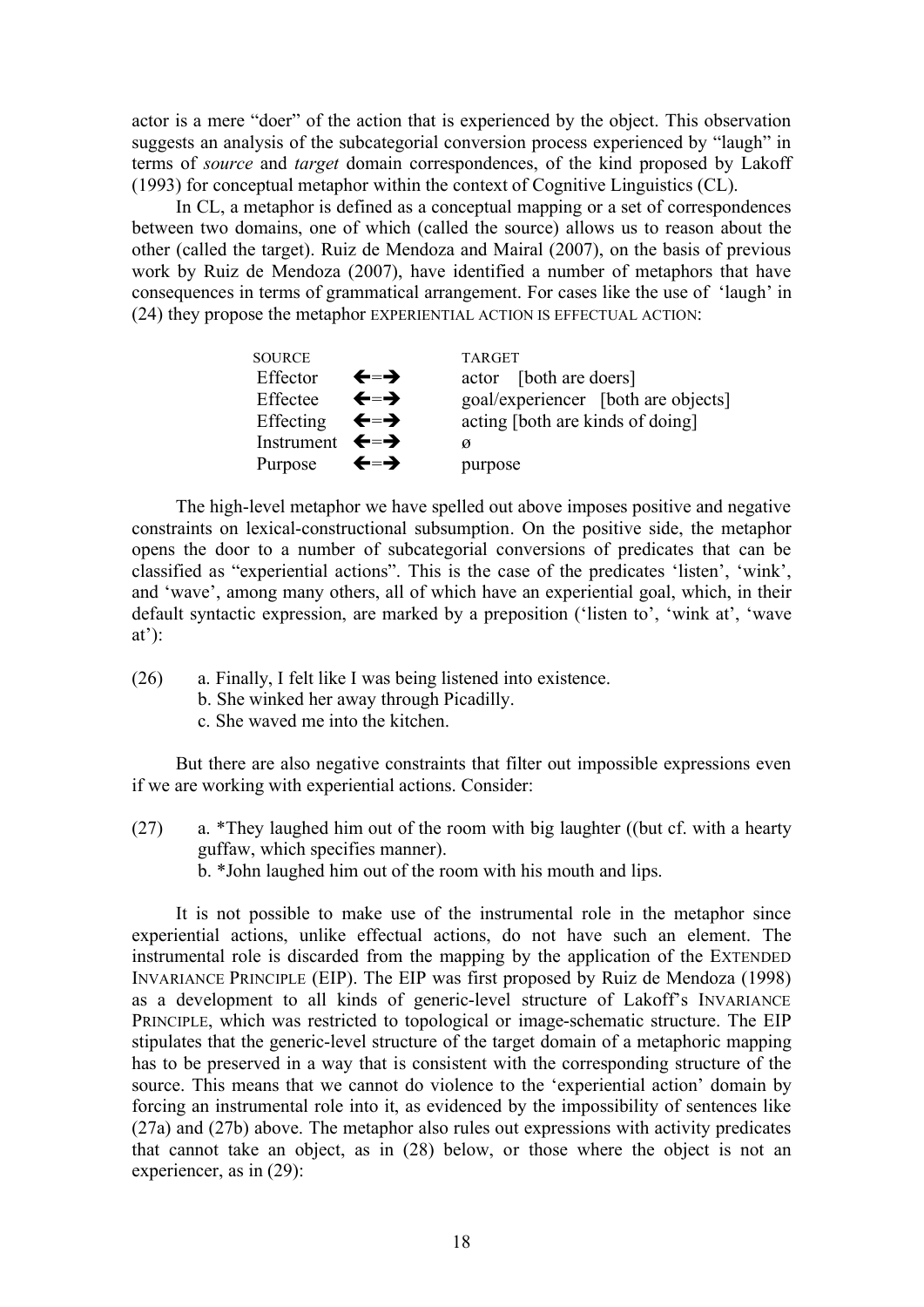actor is a mere "doer" of the action that is experienced by the object. This observation suggests an analysis of the subcategorial conversion process experienced by "laugh" in terms of *source* and *target* domain correspondences, of the kind proposed by Lakoff (1993) for conceptual metaphor within the context of Cognitive Linguistics (CL).

In CL, a metaphor is defined as a conceptual mapping or a set of correspondences between two domains, one of which (called the source) allows us to reason about the other (called the target). Ruiz de Mendoza and Mairal (2007), on the basis of previous work by Ruiz de Mendoza (2007), have identified a number of metaphors that have consequences in terms of grammatical arrangement. For cases like the use of 'laugh' in (24) they propose the metaphor EXPERIENTIAL ACTION IS EFFECTUAL ACTION:

| SOURCE | | TARGET |
|---|---|---|
| Effector | ←=→ | actor [both are doers] |
| Effectee | ←=→ | goal/experiencer [both are objects] |
| Effecting | ←=→ | acting [both are kinds of doing] |
| Instrument | ←=→ | ø |
| Purpose | ←=→ | purpose |

The high-level metaphor we have spelled out above imposes positive and negative constraints on lexical-constructional subsumption. On the positive side, the metaphor opens the door to a number of subcategorial conversions of predicates that can be classified as "experiential actions". This is the case of the predicates 'listen', 'wink', and 'wave', among many others, all of which have an experiential goal, which, in their default syntactic expression, are marked by a preposition ('listen to', 'wink at', 'wave at'):

(26) a. Finally, I felt like I was being listened into existence.
b. She winked her away through Picadilly.
c. She waved me into the kitchen.

But there are also negative constraints that filter out impossible expressions even if we are working with experiential actions. Consider:

(27) a. *They laughed him out of the room with big laughter ((but cf. with a hearty guffaw, which specifies manner).
b. *John laughed him out of the room with his mouth and lips.

It is not possible to make use of the instrumental role in the metaphor since experiential actions, unlike effectual actions, do not have such an element. The instrumental role is discarded from the mapping by the application of the EXTENDED INVARIANCE PRINCIPLE (EIP). The EIP was first proposed by Ruiz de Mendoza (1998) as a development to all kinds of generic-level structure of Lakoff's INVARIANCE PRINCIPLE, which was restricted to topological or image-schematic structure. The EIP stipulates that the generic-level structure of the target domain of a metaphoric mapping has to be preserved in a way that is consistent with the corresponding structure of the source. This means that we cannot do violence to the 'experiential action' domain by forcing an instrumental role into it, as evidenced by the impossibility of sentences like (27a) and (27b) above. The metaphor also rules out expressions with activity predicates that cannot take an object, as in (28) below, or those where the object is not an experiencer, as in (29):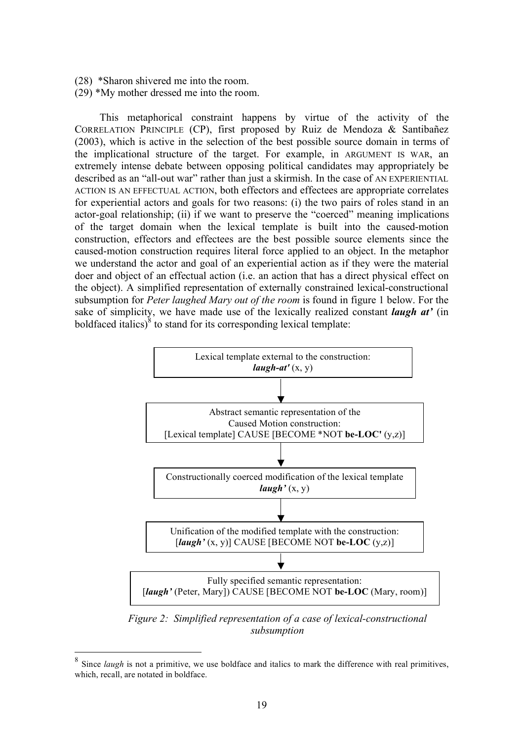(28) *Sharon shivered me into the room.
(29) *My mother dressed me into the room.

This metaphorical constraint happens by virtue of the activity of the CORRELATION PRINCIPLE (CP), first proposed by Ruiz de Mendoza & Santibañez (2003), which is active in the selection of the best possible source domain in terms of the implicational structure of the target. For example, in ARGUMENT IS WAR, an extremely intense debate between opposing political candidates may appropriately be described as an "all-out war" rather than just a skirmish. In the case of AN EXPERIENTIAL ACTION IS AN EFFECTUAL ACTION, both effectors and effectees are appropriate correlates for experiential actors and goals for two reasons: (i) the two pairs of roles stand in an actor-goal relationship; (ii) if we want to preserve the "coerced" meaning implications of the target domain when the lexical template is built into the caused-motion construction, effectors and effectees are the best possible source elements since the caused-motion construction requires literal force applied to an object. In the metaphor we understand the actor and goal of an experiential action as if they were the material doer and object of an effectual action (i.e. an action that has a direct physical effect on the object). A simplified representation of externally constrained lexical-constructional subsumption for *Peter laughed Mary out of the room* is found in figure 1 below. For the sake of simplicity, we have made use of the lexically realized constant ***laugh at'*** (in boldfaced italics)[8] to stand for its corresponding lexical template:

Lexical template external to the construction:
***laugh-at'*** (x, y)

↓

Abstract semantic representation of the Caused Motion construction:
[Lexical template] CAUSE [BECOME *NOT **be-LOC'** (y,z)]

↓

Constructionally coerced modification of the lexical template
***laugh'*** (x, y)

↓

Unification of the modified template with the construction:
[***laugh'*** (x, y)] CAUSE [BECOME NOT **be-LOC** (y,z)]

↓

Fully specified semantic representation:
[***laugh'*** (Peter, Mary]) CAUSE [BECOME NOT **be-LOC** (Mary, room)]

*Figure 2: Simplified representation of a case of lexical-constructional subsumption*

---

[8] Since *laugh* is not a primitive, we use boldface and italics to mark the difference with real primitives, which, recall, are notated in boldface.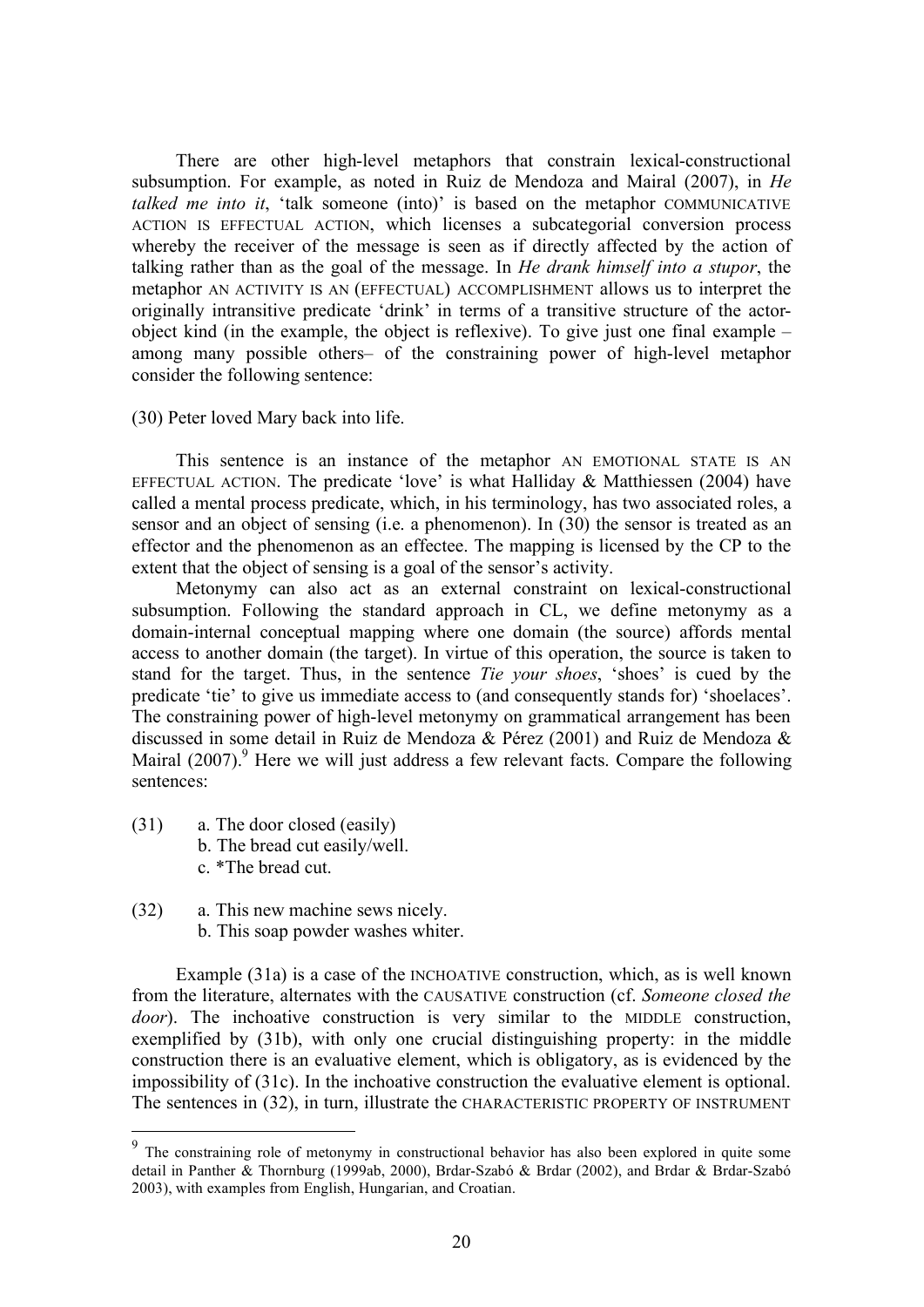There are other high-level metaphors that constrain lexical-constructional subsumption. For example, as noted in Ruiz de Mendoza and Mairal (2007), in *He talked me into it*, 'talk someone (into)' is based on the metaphor COMMUNICATIVE ACTION IS EFFECTUAL ACTION, which licenses a subcategorial conversion process whereby the receiver of the message is seen as if directly affected by the action of talking rather than as the goal of the message. In *He drank himself into a stupor*, the metaphor AN ACTIVITY IS AN (EFFECTUAL) ACCOMPLISHMENT allows us to interpret the originally intransitive predicate 'drink' in terms of a transitive structure of the actor-object kind (in the example, the object is reflexive). To give just one final example – among many possible others– of the constraining power of high-level metaphor consider the following sentence:

(30) Peter loved Mary back into life.

This sentence is an instance of the metaphor AN EMOTIONAL STATE IS AN EFFECTUAL ACTION. The predicate 'love' is what Halliday & Matthiessen (2004) have called a mental process predicate, which, in his terminology, has two associated roles, a sensor and an object of sensing (i.e. a phenomenon). In (30) the sensor is treated as an effector and the phenomenon as an effectee. The mapping is licensed by the CP to the extent that the object of sensing is a goal of the sensor's activity.

Metonymy can also act as an external constraint on lexical-constructional subsumption. Following the standard approach in CL, we define metonymy as a domain-internal conceptual mapping where one domain (the source) affords mental access to another domain (the target). In virtue of this operation, the source is taken to stand for the target. Thus, in the sentence *Tie your shoes*, 'shoes' is cued by the predicate 'tie' to give us immediate access to (and consequently stands for) 'shoelaces'. The constraining power of high-level metonymy on grammatical arrangement has been discussed in some detail in Ruiz de Mendoza & Pérez (2001) and Ruiz de Mendoza & Mairal (2007).[9] Here we will just address a few relevant facts. Compare the following sentences:

(31) a. The door closed (easily)
 b. The bread cut easily/well.
 c. *The bread cut.

(32) a. This new machine sews nicely.
 b. This soap powder washes whiter.

Example (31a) is a case of the INCHOATIVE construction, which, as is well known from the literature, alternates with the CAUSATIVE construction (cf. *Someone closed the door*). The inchoative construction is very similar to the MIDDLE construction, exemplified by (31b), with only one crucial distinguishing property: in the middle construction there is an evaluative element, which is obligatory, as is evidenced by the impossibility of (31c). In the inchoative construction the evaluative element is optional. The sentences in (32), in turn, illustrate the CHARACTERISTIC PROPERTY OF INSTRUMENT

---

[9] The constraining role of metonymy in constructional behavior has also been explored in quite some detail in Panther & Thornburg (1999ab, 2000), Brdar-Szabó & Brdar (2002), and Brdar & Brdar-Szabó 2003), with examples from English, Hungarian, and Croatian.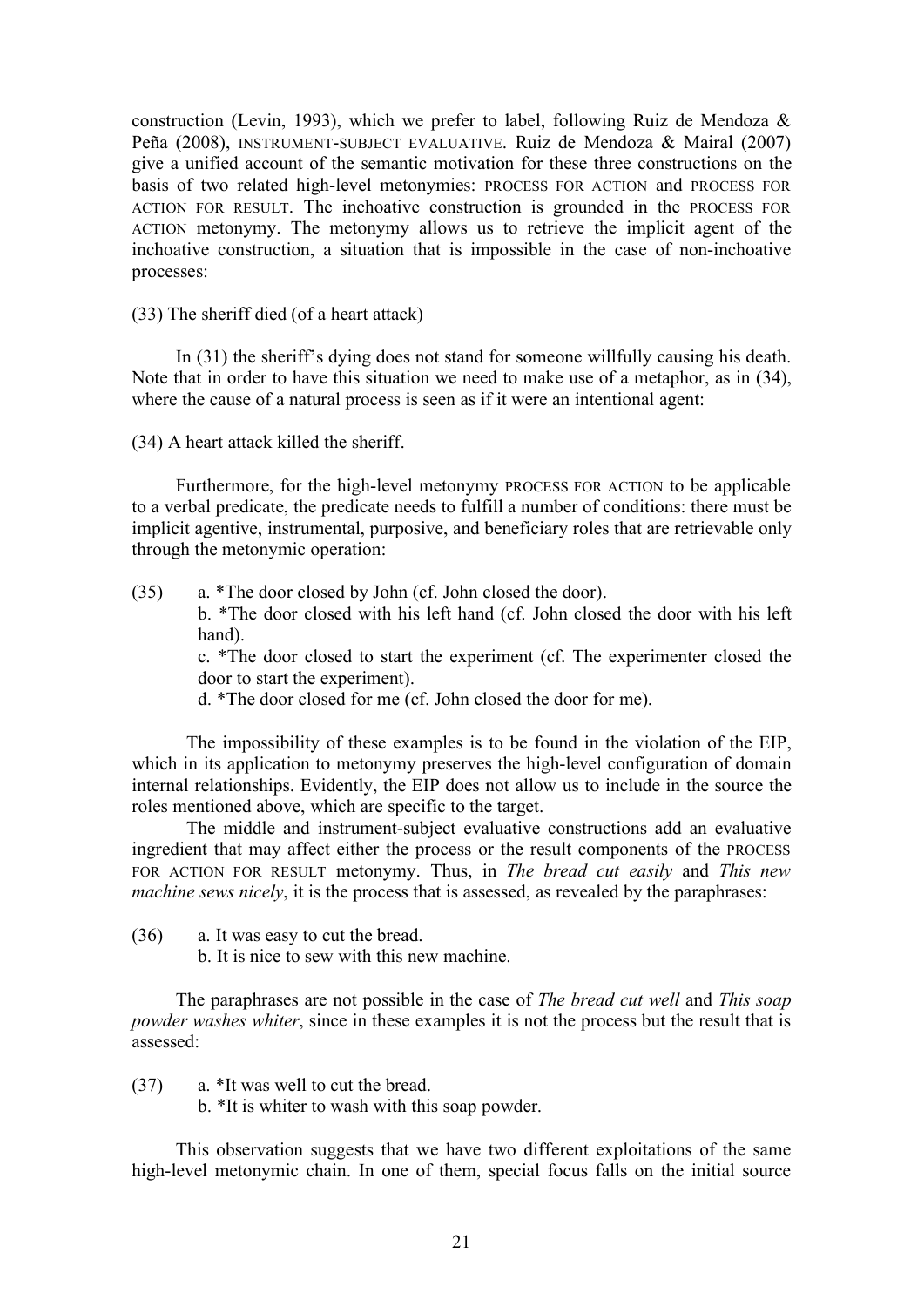construction (Levin, 1993), which we prefer to label, following Ruiz de Mendoza & Peña (2008), INSTRUMENT-SUBJECT EVALUATIVE. Ruiz de Mendoza & Mairal (2007) give a unified account of the semantic motivation for these three constructions on the basis of two related high-level metonymies: PROCESS FOR ACTION and PROCESS FOR ACTION FOR RESULT. The inchoative construction is grounded in the PROCESS FOR ACTION metonymy. The metonymy allows us to retrieve the implicit agent of the inchoative construction, a situation that is impossible in the case of non-inchoative processes:

(33) The sheriff died (of a heart attack)

In (31) the sheriff's dying does not stand for someone willfully causing his death. Note that in order to have this situation we need to make use of a metaphor, as in (34), where the cause of a natural process is seen as if it were an intentional agent:

(34) A heart attack killed the sheriff.

Furthermore, for the high-level metonymy PROCESS FOR ACTION to be applicable to a verbal predicate, the predicate needs to fulfill a number of conditions: there must be implicit agentive, instrumental, purposive, and beneficiary roles that are retrievable only through the metonymic operation:

(35) a. *The door closed by John (cf. John closed the door).
b. *The door closed with his left hand (cf. John closed the door with his left hand).
c. *The door closed to start the experiment (cf. The experimenter closed the door to start the experiment).
d. *The door closed for me (cf. John closed the door for me).

The impossibility of these examples is to be found in the violation of the EIP, which in its application to metonymy preserves the high-level configuration of domain internal relationships. Evidently, the EIP does not allow us to include in the source the roles mentioned above, which are specific to the target.

The middle and instrument-subject evaluative constructions add an evaluative ingredient that may affect either the process or the result components of the PROCESS FOR ACTION FOR RESULT metonymy. Thus, in *The bread cut easily* and *This new machine sews nicely*, it is the process that is assessed, as revealed by the paraphrases:

(36) a. It was easy to cut the bread.
b. It is nice to sew with this new machine.

The paraphrases are not possible in the case of *The bread cut well* and *This soap powder washes whiter*, since in these examples it is not the process but the result that is assessed:

(37) a. *It was well to cut the bread.
b. *It is whiter to wash with this soap powder.

This observation suggests that we have two different exploitations of the same high-level metonymic chain. In one of them, special focus falls on the initial source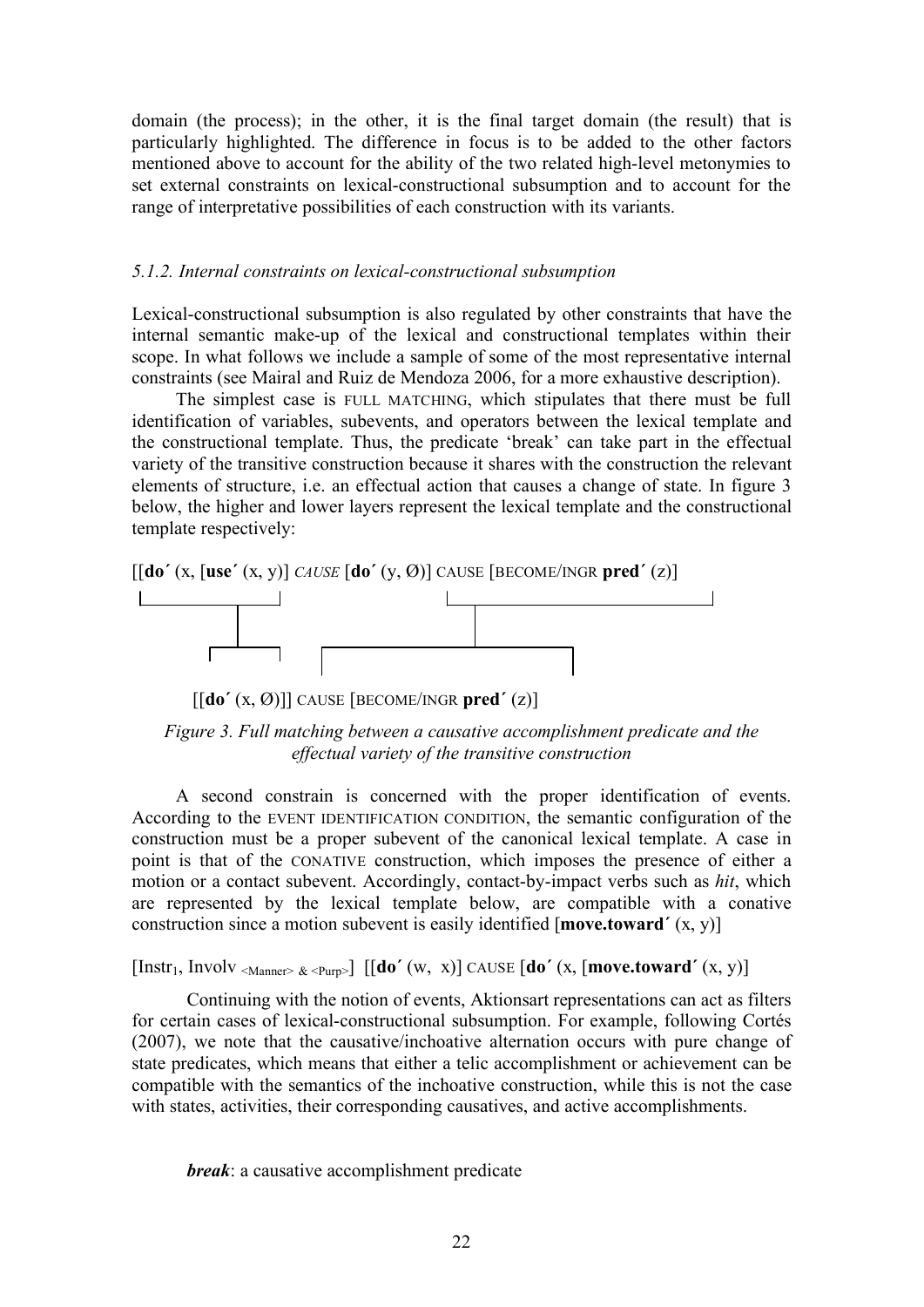domain (the process); in the other, it is the final target domain (the result) that is particularly highlighted. The difference in focus is to be added to the other factors mentioned above to account for the ability of the two related high-level metonymies to set external constraints on lexical-constructional subsumption and to account for the range of interpretative possibilities of each construction with its variants.

### *5.1.2. Internal constraints on lexical-constructional subsumption*

Lexical-constructional subsumption is also regulated by other constraints that have the internal semantic make-up of the lexical and constructional templates within their scope. In what follows we include a sample of some of the most representative internal constraints (see Mairal and Ruiz de Mendoza 2006, for a more exhaustive description).

The simplest case is FULL MATCHING, which stipulates that there must be full identification of variables, subevents, and operators between the lexical template and the constructional template. Thus, the predicate 'break' can take part in the effectual variety of the transitive construction because it shares with the construction the relevant elements of structure, i.e. an effectual action that causes a change of state. In figure 3 below, the higher and lower layers represent the lexical template and the constructional template respectively:

[[**do´** (x, [**use´** (x, y)] *CAUSE* [**do´** (y, Ø)] CAUSE [BECOME/INGR **pred´** (z)]

[[**do´** (x, Ø)]] CAUSE [BECOME/INGR **pred´** (z)]

*Figure 3. Full matching between a causative accomplishment predicate and the effectual variety of the transitive construction*

A second constrain is concerned with the proper identification of events. According to the EVENT IDENTIFICATION CONDITION, the semantic configuration of the construction must be a proper subevent of the canonical lexical template. A case in point is that of the CONATIVE construction, which imposes the presence of either a motion or a contact subevent. Accordingly, contact-by-impact verbs such as *hit*, which are represented by the lexical template below, are compatible with a conative construction since a motion subevent is easily identified [**move.toward´** (x, y)]

[$\text{Instr}_1$, $\text{Involv}_{\text{<Manner> \& <Purp>}}$] [[**do´** (w, x)] CAUSE [**do´** (x, [**move.toward´** (x, y)]

Continuing with the notion of events, Aktionsart representations can act as filters for certain cases of lexical-constructional subsumption. For example, following Cortés (2007), we note that the causative/inchoative alternation occurs with pure change of state predicates, which means that either a telic accomplishment or achievement can be compatible with the semantics of the inchoative construction, while this is not the case with states, activities, their corresponding causatives, and active accomplishments.

***break***: a causative accomplishment predicate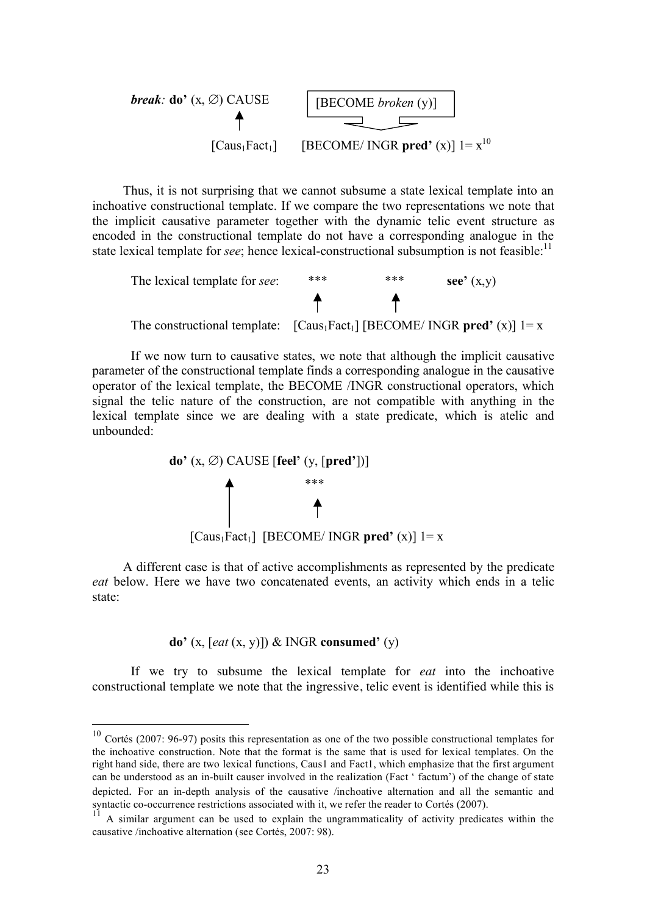***break:*** **do'** (x, ∅) CAUSE [BECOME *broken* (y)]

↑

[$\text{Caus}_1\text{Fact}_1$] [BECOME/ INGR **pred'** (x)] 1= x[10]

Thus, it is not surprising that we cannot subsume a state lexical template into an inchoative constructional template. If we compare the two representations we note that the implicit causative parameter together with the dynamic telic event structure as encoded in the constructional template do not have a corresponding analogue in the state lexical template for *see*; hence lexical-constructional subsumption is not feasible:[11]

The lexical template for *see*: \*\*\* \*\*\* **see'** (x,y)

↑ ↑

The constructional template: [$\text{Caus}_1\text{Fact}_1$] [BECOME/ INGR **pred'** (x)] 1= x

If we now turn to causative states, we note that although the implicit causative parameter of the constructional template finds a corresponding analogue in the causative operator of the lexical template, the BECOME /INGR constructional operators, which signal the telic nature of the construction, are not compatible with anything in the lexical template since we are dealing with a state predicate, which is atelic and unbounded:

**do'** (x, ∅) CAUSE [**feel'** (y, [**pred'**])]

↑ \*\*\*

↑

[$\text{Caus}_1\text{Fact}_1$] [BECOME/ INGR **pred'** (x)] 1= x

A different case is that of active accomplishments as represented by the predicate *eat* below. Here we have two concatenated events, an activity which ends in a telic state:

**do'** (x, [*eat* (x, y)]) & INGR **consumed'** (y)

If we try to subsume the lexical template for *eat* into the inchoative constructional template we note that the ingressive, telic event is identified while this is

---

[10] Cortés (2007: 96-97) posits this representation as one of the two possible constructional templates for the inchoative construction. Note that the format is the same that is used for lexical templates. On the right hand side, there are two lexical functions, Caus1 and Fact1, which emphasize that the first argument can be understood as an in-built causer involved in the realization (Fact ' factum') of the change of state depicted. For an in-depth analysis of the causative /inchoative alternation and all the semantic and syntactic co-occurrence restrictions associated with it, we refer the reader to Cortés (2007).

[11] A similar argument can be used to explain the ungrammaticality of activity predicates within the causative /inchoative alternation (see Cortés, 2007: 98).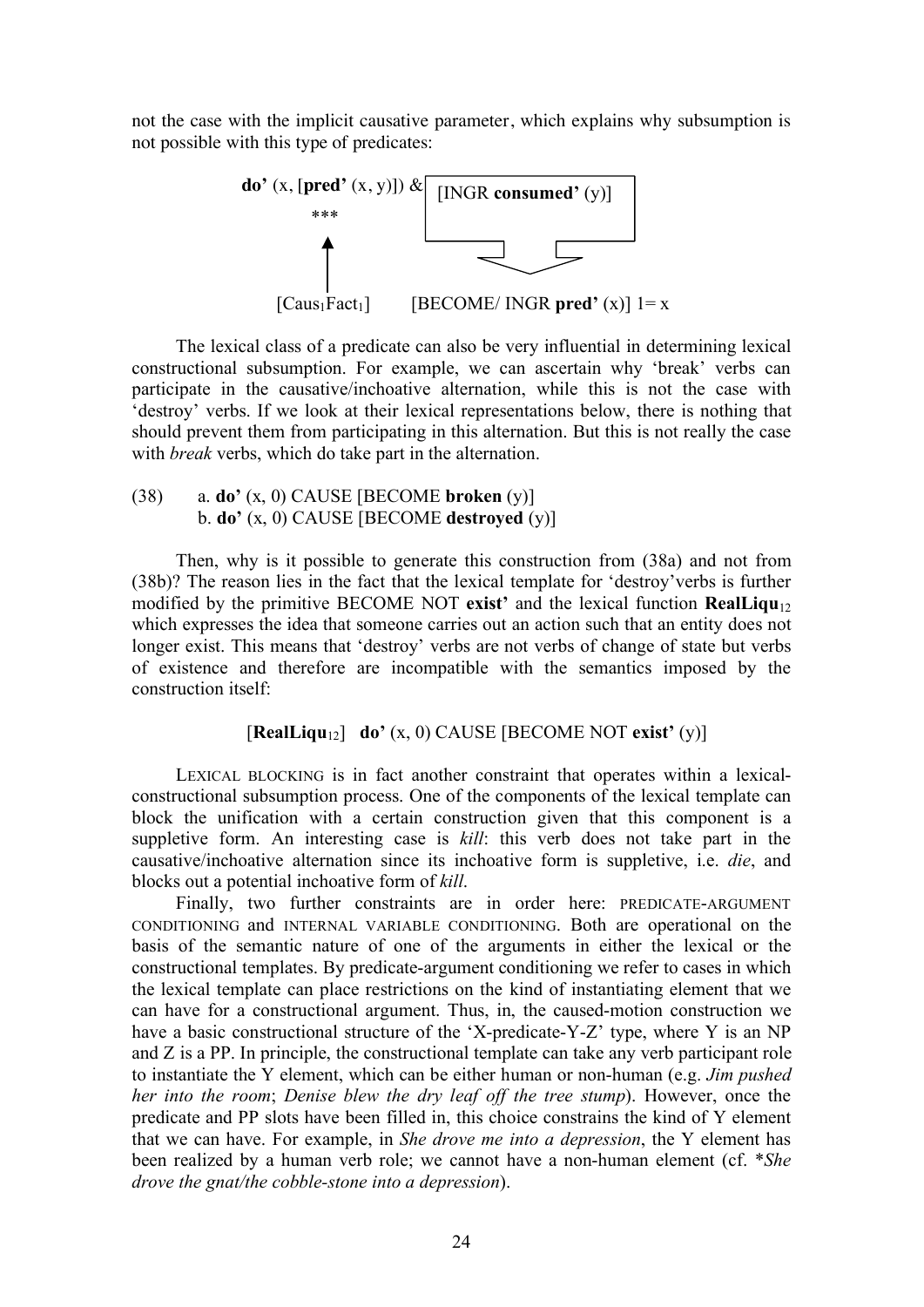not the case with the implicit causative parameter, which explains why subsumption is not possible with this type of predicates:

**do'** (x, [**pred'** (x, y)]) & [INGR **consumed'** (y)]

\*\*\*

[$Caus_1Fact_1$]   [BECOME/ INGR **pred'** (x)] 1= x

The lexical class of a predicate can also be very influential in determining lexical constructional subsumption. For example, we can ascertain why 'break' verbs can participate in the causative/inchoative alternation, while this is not the case with 'destroy' verbs. If we look at their lexical representations below, there is nothing that should prevent them from participating in this alternation. But this is not really the case with *break* verbs, which do take part in the alternation.

(38) a. **do'** (x, 0) CAUSE [BECOME **broken** (y)]
b. **do'** (x, 0) CAUSE [BECOME **destroyed** (y)]

Then, why is it possible to generate this construction from (38a) and not from (38b)? The reason lies in the fact that the lexical template for 'destroy'verbs is further modified by the primitive BECOME NOT **exist'** and the lexical function **RealLiqu**$_{12}$ which expresses the idea that someone carries out an action such that an entity does not longer exist. This means that 'destroy' verbs are not verbs of change of state but verbs of existence and therefore are incompatible with the semantics imposed by the construction itself:

[**RealLiqu**$_{12}$] **do'** (x, 0) CAUSE [BECOME NOT **exist'** (y)]

LEXICAL BLOCKING is in fact another constraint that operates within a lexical-constructional subsumption process. One of the components of the lexical template can block the unification with a certain construction given that this component is a suppletive form. An interesting case is *kill*: this verb does not take part in the causative/inchoative alternation since its inchoative form is suppletive, i.e. *die*, and blocks out a potential inchoative form of *kill*.

Finally, two further constraints are in order here: PREDICATE-ARGUMENT CONDITIONING and INTERNAL VARIABLE CONDITIONING. Both are operational on the basis of the semantic nature of one of the arguments in either the lexical or the constructional templates. By predicate-argument conditioning we refer to cases in which the lexical template can place restrictions on the kind of instantiating element that we can have for a constructional argument. Thus, in, the caused-motion construction we have a basic constructional structure of the 'X-predicate-Y-Z' type, where Y is an NP and Z is a PP. In principle, the constructional template can take any verb participant role to instantiate the Y element, which can be either human or non-human (e.g. *Jim pushed her into the room*; *Denise blew the dry leaf off the tree stump*). However, once the predicate and PP slots have been filled in, this choice constrains the kind of Y element that we can have. For example, in *She drove me into a depression*, the Y element has been realized by a human verb role; we cannot have a non-human element (cf. \**She drove the gnat/the cobble-stone into a depression*).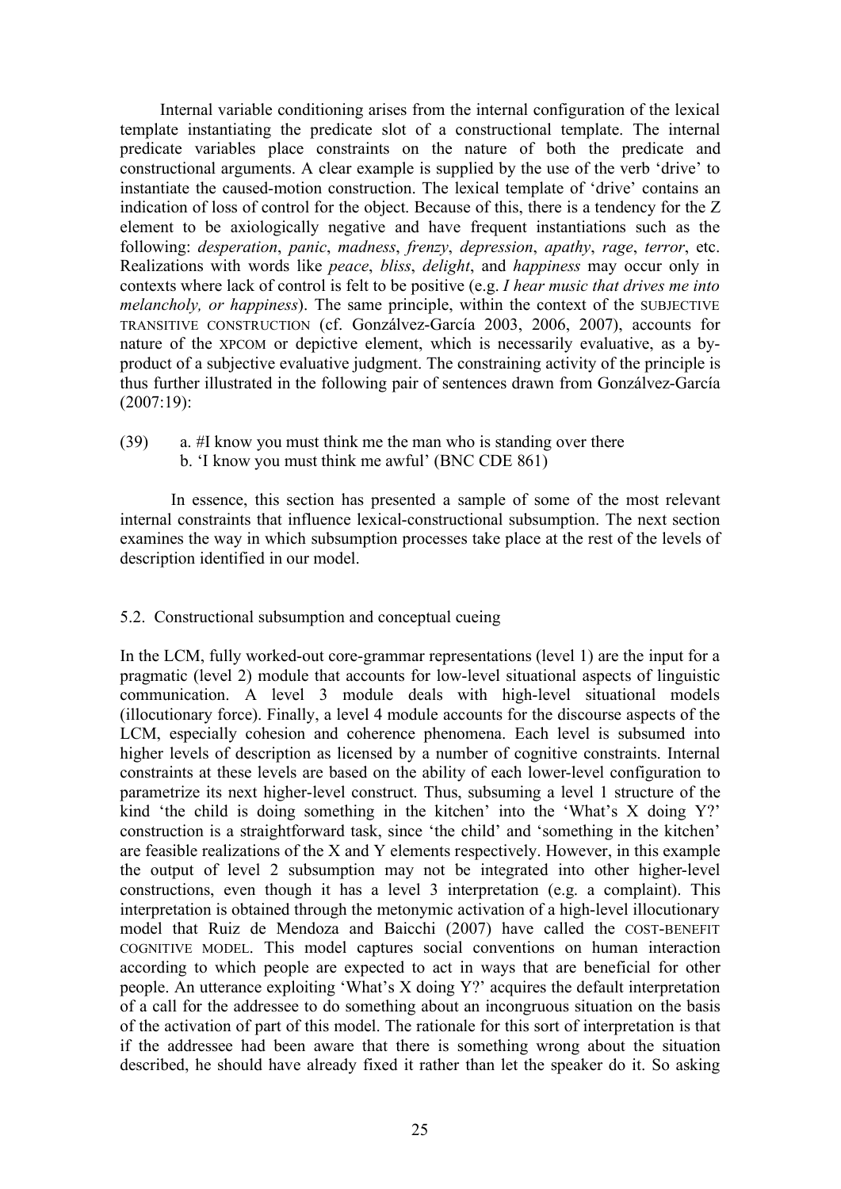Internal variable conditioning arises from the internal configuration of the lexical template instantiating the predicate slot of a constructional template. The internal predicate variables place constraints on the nature of both the predicate and constructional arguments. A clear example is supplied by the use of the verb 'drive' to instantiate the caused-motion construction. The lexical template of 'drive' contains an indication of loss of control for the object. Because of this, there is a tendency for the Z element to be axiologically negative and have frequent instantiations such as the following: *desperation*, *panic*, *madness*, *frenzy*, *depression*, *apathy*, *rage*, *terror*, etc. Realizations with words like *peace*, *bliss*, *delight*, and *happiness* may occur only in contexts where lack of control is felt to be positive (e.g. *I hear music that drives me into melancholy, or happiness*). The same principle, within the context of the SUBJECTIVE TRANSITIVE CONSTRUCTION (cf. Gonzálvez-García 2003, 2006, 2007), accounts for nature of the XPCOM or depictive element, which is necessarily evaluative, as a by-product of a subjective evaluative judgment. The constraining activity of the principle is thus further illustrated in the following pair of sentences drawn from Gonzálvez-García (2007:19):

(39) a. #I know you must think me the man who is standing over there
b. 'I know you must think me awful' (BNC CDE 861)

In essence, this section has presented a sample of some of the most relevant internal constraints that influence lexical-constructional subsumption. The next section examines the way in which subsumption processes take place at the rest of the levels of description identified in our model.

## 5.2. Constructional subsumption and conceptual cueing

In the LCM, fully worked-out core-grammar representations (level 1) are the input for a pragmatic (level 2) module that accounts for low-level situational aspects of linguistic communication. A level 3 module deals with high-level situational models (illocutionary force). Finally, a level 4 module accounts for the discourse aspects of the LCM, especially cohesion and coherence phenomena. Each level is subsumed into higher levels of description as licensed by a number of cognitive constraints. Internal constraints at these levels are based on the ability of each lower-level configuration to parametrize its next higher-level construct. Thus, subsuming a level 1 structure of the kind 'the child is doing something in the kitchen' into the 'What's X doing Y?' construction is a straightforward task, since 'the child' and 'something in the kitchen' are feasible realizations of the X and Y elements respectively. However, in this example the output of level 2 subsumption may not be integrated into other higher-level constructions, even though it has a level 3 interpretation (e.g. a complaint). This interpretation is obtained through the metonymic activation of a high-level illocutionary model that Ruiz de Mendoza and Baicchi (2007) have called the COST-BENEFIT COGNITIVE MODEL. This model captures social conventions on human interaction according to which people are expected to act in ways that are beneficial for other people. An utterance exploiting 'What's X doing Y?' acquires the default interpretation of a call for the addressee to do something about an incongruous situation on the basis of the activation of part of this model. The rationale for this sort of interpretation is that if the addressee had been aware that there is something wrong about the situation described, he should have already fixed it rather than let the speaker do it. So asking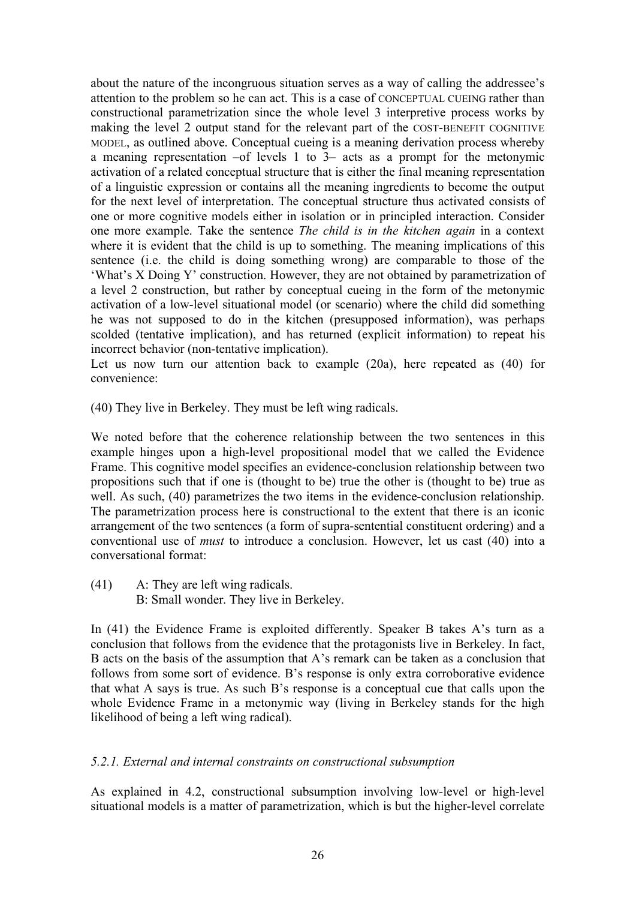about the nature of the incongruous situation serves as a way of calling the addressee's attention to the problem so he can act. This is a case of CONCEPTUAL CUEING rather than constructional parametrization since the whole level 3 interpretive process works by making the level 2 output stand for the relevant part of the COST-BENEFIT COGNITIVE MODEL, as outlined above. Conceptual cueing is a meaning derivation process whereby a meaning representation –of levels 1 to 3– acts as a prompt for the metonymic activation of a related conceptual structure that is either the final meaning representation of a linguistic expression or contains all the meaning ingredients to become the output for the next level of interpretation. The conceptual structure thus activated consists of one or more cognitive models either in isolation or in principled interaction. Consider one more example. Take the sentence *The child is in the kitchen again* in a context where it is evident that the child is up to something. The meaning implications of this sentence (i.e. the child is doing something wrong) are comparable to those of the 'What's X Doing Y' construction. However, they are not obtained by parametrization of a level 2 construction, but rather by conceptual cueing in the form of the metonymic activation of a low-level situational model (or scenario) where the child did something he was not supposed to do in the kitchen (presupposed information), was perhaps scolded (tentative implication), and has returned (explicit information) to repeat his incorrect behavior (non-tentative implication).

Let us now turn our attention back to example (20a), here repeated as (40) for convenience:

(40) They live in Berkeley. They must be left wing radicals.

We noted before that the coherence relationship between the two sentences in this example hinges upon a high-level propositional model that we called the Evidence Frame. This cognitive model specifies an evidence-conclusion relationship between two propositions such that if one is (thought to be) true the other is (thought to be) true as well. As such, (40) parametrizes the two items in the evidence-conclusion relationship. The parametrization process here is constructional to the extent that there is an iconic arrangement of the two sentences (a form of supra-sentential constituent ordering) and a conventional use of *must* to introduce a conclusion. However, let us cast (40) into a conversational format:

(41) A: They are left wing radicals.
B: Small wonder. They live in Berkeley.

In (41) the Evidence Frame is exploited differently. Speaker B takes A's turn as a conclusion that follows from the evidence that the protagonists live in Berkeley. In fact, B acts on the basis of the assumption that A's remark can be taken as a conclusion that follows from some sort of evidence. B's response is only extra corroborative evidence that what A says is true. As such B's response is a conceptual cue that calls upon the whole Evidence Frame in a metonymic way (living in Berkeley stands for the high likelihood of being a left wing radical).

### *5.2.1. External and internal constraints on constructional subsumption*

As explained in 4.2, constructional subsumption involving low-level or high-level situational models is a matter of parametrization, which is but the higher-level correlate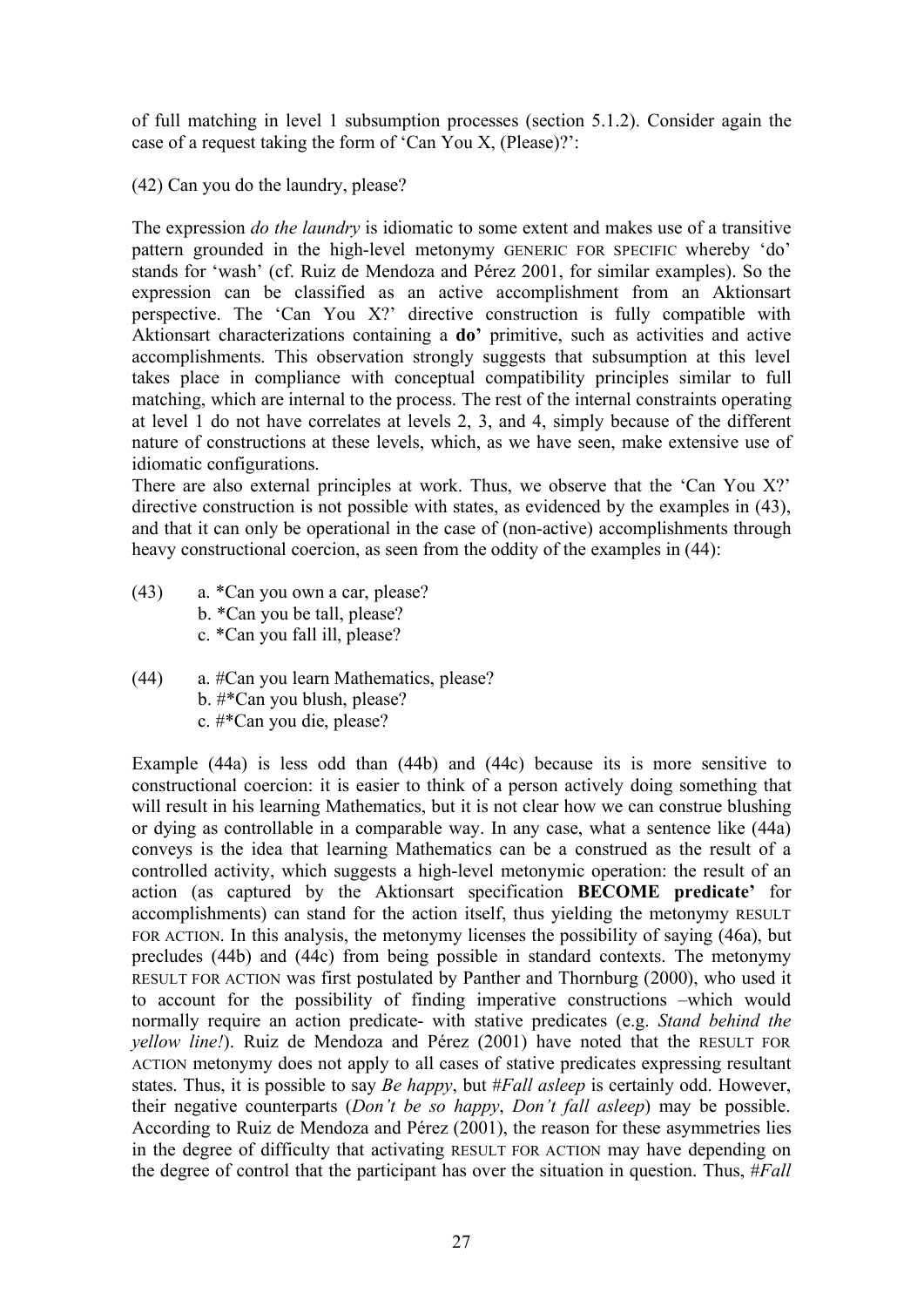of full matching in level 1 subsumption processes (section 5.1.2). Consider again the case of a request taking the form of 'Can You X, (Please)?':

(42) Can you do the laundry, please?

The expression *do the laundry* is idiomatic to some extent and makes use of a transitive pattern grounded in the high-level metonymy GENERIC FOR SPECIFIC whereby 'do' stands for 'wash' (cf. Ruiz de Mendoza and Pérez 2001, for similar examples). So the expression can be classified as an active accomplishment from an Aktionsart perspective. The 'Can You X?' directive construction is fully compatible with Aktionsart characterizations containing a **do'** primitive, such as activities and active accomplishments. This observation strongly suggests that subsumption at this level takes place in compliance with conceptual compatibility principles similar to full matching, which are internal to the process. The rest of the internal constraints operating at level 1 do not have correlates at levels 2, 3, and 4, simply because of the different nature of constructions at these levels, which, as we have seen, make extensive use of idiomatic configurations.

There are also external principles at work. Thus, we observe that the 'Can You X?' directive construction is not possible with states, as evidenced by the examples in (43), and that it can only be operational in the case of (non-active) accomplishments through heavy constructional coercion, as seen from the oddity of the examples in (44):

(43) a. *Can you own a car, please?
b. *Can you be tall, please?
c. *Can you fall ill, please?

(44) a. #Can you learn Mathematics, please?
b. #*Can you blush, please?
c. #*Can you die, please?

Example (44a) is less odd than (44b) and (44c) because its is more sensitive to constructional coercion: it is easier to think of a person actively doing something that will result in his learning Mathematics, but it is not clear how we can construe blushing or dying as controllable in a comparable way. In any case, what a sentence like (44a) conveys is the idea that learning Mathematics can be a construed as the result of a controlled activity, which suggests a high-level metonymic operation: the result of an action (as captured by the Aktionsart specification **BECOME predicate'** for accomplishments) can stand for the action itself, thus yielding the metonymy RESULT FOR ACTION. In this analysis, the metonymy licenses the possibility of saying (46a), but precludes (44b) and (44c) from being possible in standard contexts. The metonymy RESULT FOR ACTION was first postulated by Panther and Thornburg (2000), who used it to account for the possibility of finding imperative constructions –which would normally require an action predicate- with stative predicates (e.g. *Stand behind the yellow line!*). Ruiz de Mendoza and Pérez (2001) have noted that the RESULT FOR ACTION metonymy does not apply to all cases of stative predicates expressing resultant states. Thus, it is possible to say *Be happy*, but *#Fall asleep* is certainly odd. However, their negative counterparts (*Don't be so happy*, *Don't fall asleep*) may be possible. According to Ruiz de Mendoza and Pérez (2001), the reason for these asymmetries lies in the degree of difficulty that activating RESULT FOR ACTION may have depending on the degree of control that the participant has over the situation in question. Thus, *#Fall*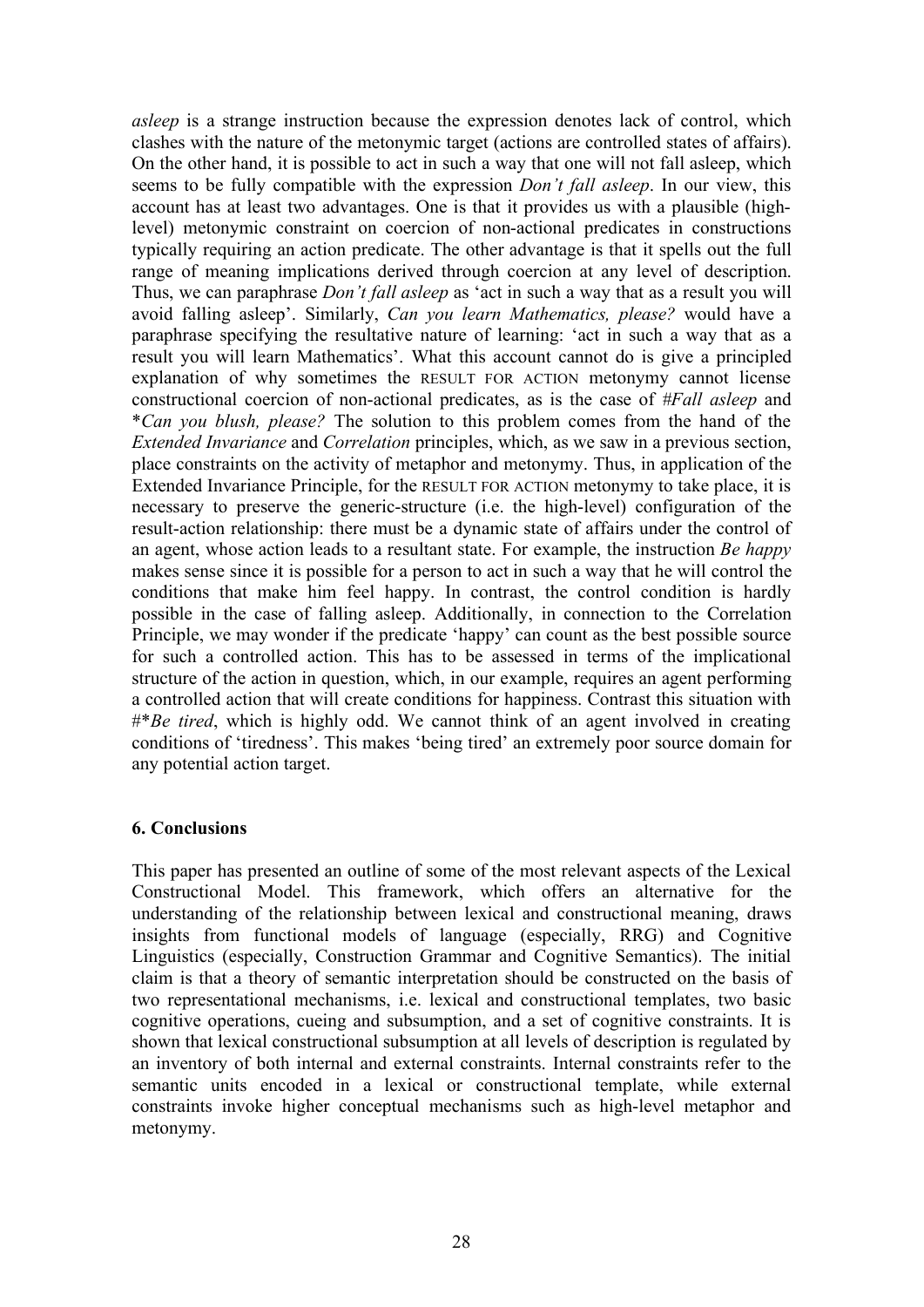*asleep* is a strange instruction because the expression denotes lack of control, which clashes with the nature of the metonymic target (actions are controlled states of affairs). On the other hand, it is possible to act in such a way that one will not fall asleep, which seems to be fully compatible with the expression *Don't fall asleep*. In our view, this account has at least two advantages. One is that it provides us with a plausible (high-level) metonymic constraint on coercion of non-actional predicates in constructions typically requiring an action predicate. The other advantage is that it spells out the full range of meaning implications derived through coercion at any level of description. Thus, we can paraphrase *Don't fall asleep* as 'act in such a way that as a result you will avoid falling asleep'. Similarly, *Can you learn Mathematics, please?* would have a paraphrase specifying the resultative nature of learning: 'act in such a way that as a result you will learn Mathematics'. What this account cannot do is give a principled explanation of why sometimes the RESULT FOR ACTION metonymy cannot license constructional coercion of non-actional predicates, as is the case of #*Fall asleep* and \**Can you blush, please?* The solution to this problem comes from the hand of the *Extended Invariance* and *Correlation* principles, which, as we saw in a previous section, place constraints on the activity of metaphor and metonymy. Thus, in application of the Extended Invariance Principle, for the RESULT FOR ACTION metonymy to take place, it is necessary to preserve the generic-structure (i.e. the high-level) configuration of the result-action relationship: there must be a dynamic state of affairs under the control of an agent, whose action leads to a resultant state. For example, the instruction *Be happy* makes sense since it is possible for a person to act in such a way that he will control the conditions that make him feel happy. In contrast, the control condition is hardly possible in the case of falling asleep. Additionally, in connection to the Correlation Principle, we may wonder if the predicate 'happy' can count as the best possible source for such a controlled action. This has to be assessed in terms of the implicational structure of the action in question, which, in our example, requires an agent performing a controlled action that will create conditions for happiness. Contrast this situation with #\**Be tired*, which is highly odd. We cannot think of an agent involved in creating conditions of 'tiredness'. This makes 'being tired' an extremely poor source domain for any potential action target.

## 6. Conclusions

This paper has presented an outline of some of the most relevant aspects of the Lexical Constructional Model. This framework, which offers an alternative for the understanding of the relationship between lexical and constructional meaning, draws insights from functional models of language (especially, RRG) and Cognitive Linguistics (especially, Construction Grammar and Cognitive Semantics). The initial claim is that a theory of semantic interpretation should be constructed on the basis of two representational mechanisms, i.e. lexical and constructional templates, two basic cognitive operations, cueing and subsumption, and a set of cognitive constraints. It is shown that lexical constructional subsumption at all levels of description is regulated by an inventory of both internal and external constraints. Internal constraints refer to the semantic units encoded in a lexical or constructional template, while external constraints invoke higher conceptual mechanisms such as high-level metaphor and metonymy.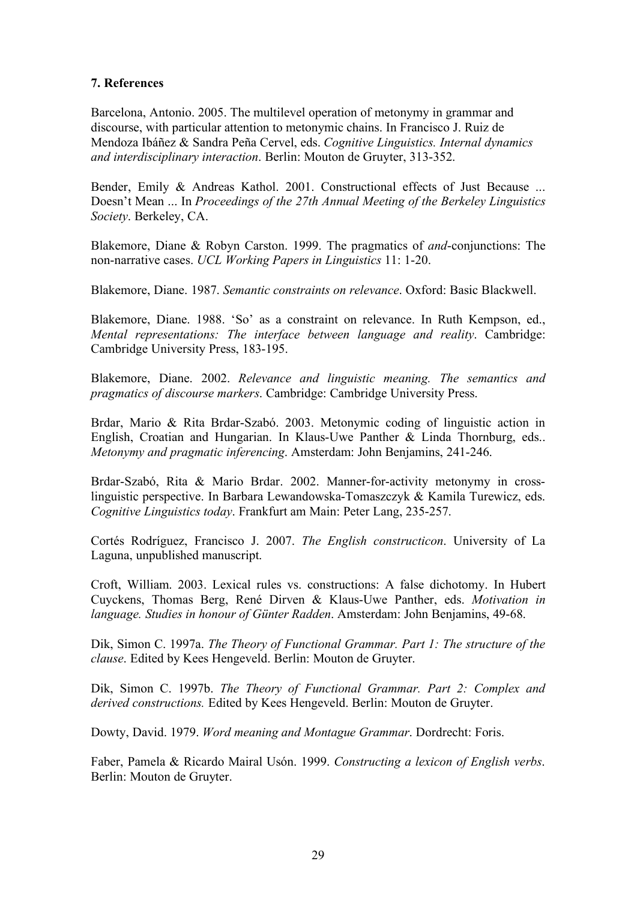### 7. References

Barcelona, Antonio. 2005. The multilevel operation of metonymy in grammar and discourse, with particular attention to metonymic chains. In Francisco J. Ruiz de Mendoza Ibáñez & Sandra Peña Cervel, eds. *Cognitive Linguistics. Internal dynamics and interdisciplinary interaction*. Berlin: Mouton de Gruyter, 313-352.

Bender, Emily & Andreas Kathol. 2001. Constructional effects of Just Because ... Doesn't Mean ... In *Proceedings of the 27th Annual Meeting of the Berkeley Linguistics Society*. Berkeley, CA.

Blakemore, Diane & Robyn Carston. 1999. The pragmatics of *and*-conjunctions: The non-narrative cases. *UCL Working Papers in Linguistics* 11: 1-20.

Blakemore, Diane. 1987. *Semantic constraints on relevance*. Oxford: Basic Blackwell.

Blakemore, Diane. 1988. 'So' as a constraint on relevance. In Ruth Kempson, ed., *Mental representations: The interface between language and reality*. Cambridge: Cambridge University Press, 183-195.

Blakemore, Diane. 2002. *Relevance and linguistic meaning. The semantics and pragmatics of discourse markers*. Cambridge: Cambridge University Press.

Brdar, Mario & Rita Brdar-Szabó. 2003. Metonymic coding of linguistic action in English, Croatian and Hungarian. In Klaus-Uwe Panther & Linda Thornburg, eds.. *Metonymy and pragmatic inferencing*. Amsterdam: John Benjamins, 241-246.

Brdar-Szabó, Rita & Mario Brdar. 2002. Manner-for-activity metonymy in cross-linguistic perspective. In Barbara Lewandowska-Tomaszczyk & Kamila Turewicz, eds. *Cognitive Linguistics today*. Frankfurt am Main: Peter Lang, 235-257.

Cortés Rodríguez, Francisco J. 2007. *The English constructicon*. University of La Laguna, unpublished manuscript.

Croft, William. 2003. Lexical rules vs. constructions: A false dichotomy. In Hubert Cuyckens, Thomas Berg, René Dirven & Klaus-Uwe Panther, eds. *Motivation in language. Studies in honour of Günter Radden*. Amsterdam: John Benjamins, 49-68.

Dik, Simon C. 1997a. *The Theory of Functional Grammar. Part 1: The structure of the clause*. Edited by Kees Hengeveld. Berlin: Mouton de Gruyter.

Dik, Simon C. 1997b. *The Theory of Functional Grammar. Part 2: Complex and derived constructions.* Edited by Kees Hengeveld. Berlin: Mouton de Gruyter.

Dowty, David. 1979. *Word meaning and Montague Grammar*. Dordrecht: Foris.

Faber, Pamela & Ricardo Mairal Usón. 1999. *Constructing a lexicon of English verbs*. Berlin: Mouton de Gruyter.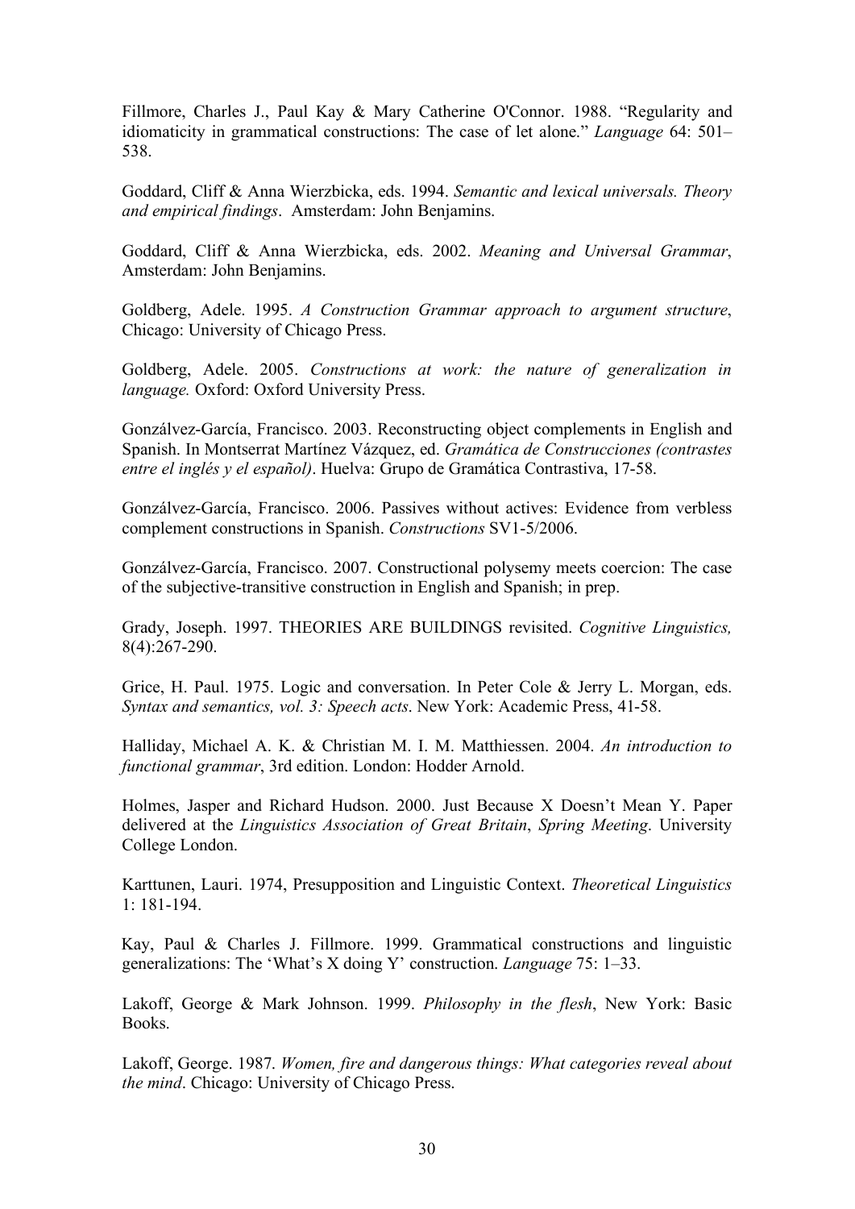Fillmore, Charles J., Paul Kay & Mary Catherine O'Connor. 1988. "Regularity and idiomaticity in grammatical constructions: The case of let alone." *Language* 64: 501–538.

Goddard, Cliff & Anna Wierzbicka, eds. 1994. *Semantic and lexical universals. Theory and empirical findings*. Amsterdam: John Benjamins.

Goddard, Cliff & Anna Wierzbicka, eds. 2002. *Meaning and Universal Grammar*, Amsterdam: John Benjamins.

Goldberg, Adele. 1995. *A Construction Grammar approach to argument structure*, Chicago: University of Chicago Press.

Goldberg, Adele. 2005. *Constructions at work: the nature of generalization in language.* Oxford: Oxford University Press.

Gonzálvez-García, Francisco. 2003. Reconstructing object complements in English and Spanish. In Montserrat Martínez Vázquez, ed. *Gramática de Construcciones (contrastes entre el inglés y el español)*. Huelva: Grupo de Gramática Contrastiva, 17-58.

Gonzálvez-García, Francisco. 2006. Passives without actives: Evidence from verbless complement constructions in Spanish. *Constructions* SV1-5/2006.

Gonzálvez-García, Francisco. 2007. Constructional polysemy meets coercion: The case of the subjective-transitive construction in English and Spanish; in prep.

Grady, Joseph. 1997. THEORIES ARE BUILDINGS revisited. *Cognitive Linguistics,* 8(4):267-290.

Grice, H. Paul. 1975. Logic and conversation. In Peter Cole & Jerry L. Morgan, eds. *Syntax and semantics, vol. 3: Speech acts*. New York: Academic Press, 41-58.

Halliday, Michael A. K. & Christian M. I. M. Matthiessen. 2004. *An introduction to functional grammar*, 3rd edition. London: Hodder Arnold.

Holmes, Jasper and Richard Hudson. 2000. Just Because X Doesn't Mean Y. Paper delivered at the *Linguistics Association of Great Britain*, *Spring Meeting*. University College London.

Karttunen, Lauri. 1974, Presupposition and Linguistic Context. *Theoretical Linguistics* 1: 181-194.

Kay, Paul & Charles J. Fillmore. 1999. Grammatical constructions and linguistic generalizations: The 'What's X doing Y' construction. *Language* 75: 1–33.

Lakoff, George & Mark Johnson. 1999. *Philosophy in the flesh*, New York: Basic Books.

Lakoff, George. 1987. *Women, fire and dangerous things: What categories reveal about the mind*. Chicago: University of Chicago Press.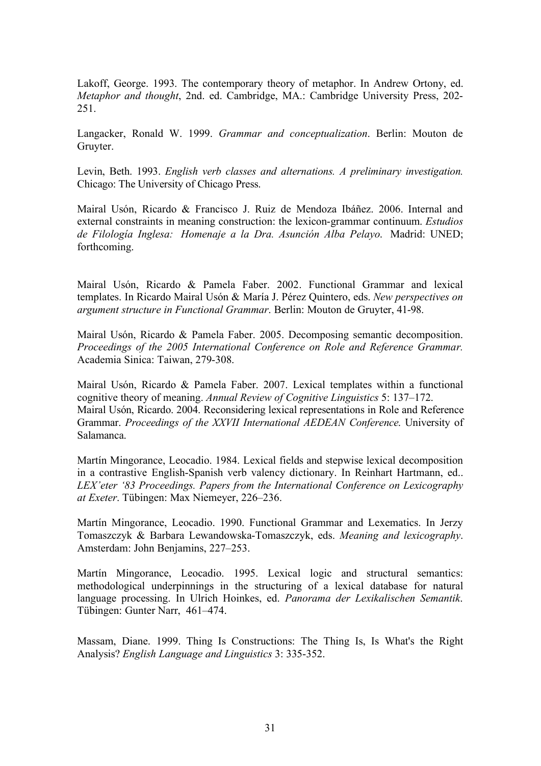Lakoff, George. 1993. The contemporary theory of metaphor. In Andrew Ortony, ed. *Metaphor and thought*, 2nd. ed. Cambridge, MA.: Cambridge University Press, 202-251.

Langacker, Ronald W. 1999. *Grammar and conceptualization*. Berlin: Mouton de Gruyter.

Levin, Beth. 1993. *English verb classes and alternations. A preliminary investigation.* Chicago: The University of Chicago Press.

Mairal Usón, Ricardo & Francisco J. Ruiz de Mendoza Ibáñez. 2006. Internal and external constraints in meaning construction: the lexicon-grammar continuum. *Estudios de Filología Inglesa: Homenaje a la Dra. Asunción Alba Pelayo*. Madrid: UNED; forthcoming.

Mairal Usón, Ricardo & Pamela Faber. 2002. Functional Grammar and lexical templates. In Ricardo Mairal Usón & María J. Pérez Quintero, eds. *New perspectives on argument structure in Functional Grammar*. Berlin: Mouton de Gruyter, 41-98.

Mairal Usón, Ricardo & Pamela Faber. 2005. Decomposing semantic decomposition. *Proceedings of the 2005 International Conference on Role and Reference Grammar.* Academia Sinica: Taiwan, 279-308.

Mairal Usón, Ricardo & Pamela Faber. 2007. Lexical templates within a functional cognitive theory of meaning. *Annual Review of Cognitive Linguistics* 5: 137–172.
Mairal Usón, Ricardo. 2004. Reconsidering lexical representations in Role and Reference Grammar. *Proceedings of the XXVII International AEDEAN Conference.* University of Salamanca.

Martín Mingorance, Leocadio. 1984. Lexical fields and stepwise lexical decomposition in a contrastive English-Spanish verb valency dictionary. In Reinhart Hartmann, ed.. *LEX'eter '83 Proceedings. Papers from the International Conference on Lexicography at Exeter*. Tübingen: Max Niemeyer, 226–236.

Martín Mingorance, Leocadio. 1990. Functional Grammar and Lexematics. In Jerzy Tomaszczyk & Barbara Lewandowska-Tomaszczyk, eds. *Meaning and lexicography*. Amsterdam: John Benjamins, 227–253.

Martín Mingorance, Leocadio. 1995. Lexical logic and structural semantics: methodological underpinnings in the structuring of a lexical database for natural language processing. In Ulrich Hoinkes, ed. *Panorama der Lexikalischen Semantik*. Tübingen: Gunter Narr, 461–474.

Massam, Diane. 1999. Thing Is Constructions: The Thing Is, Is What's the Right Analysis? *English Language and Linguistics* 3: 335-352.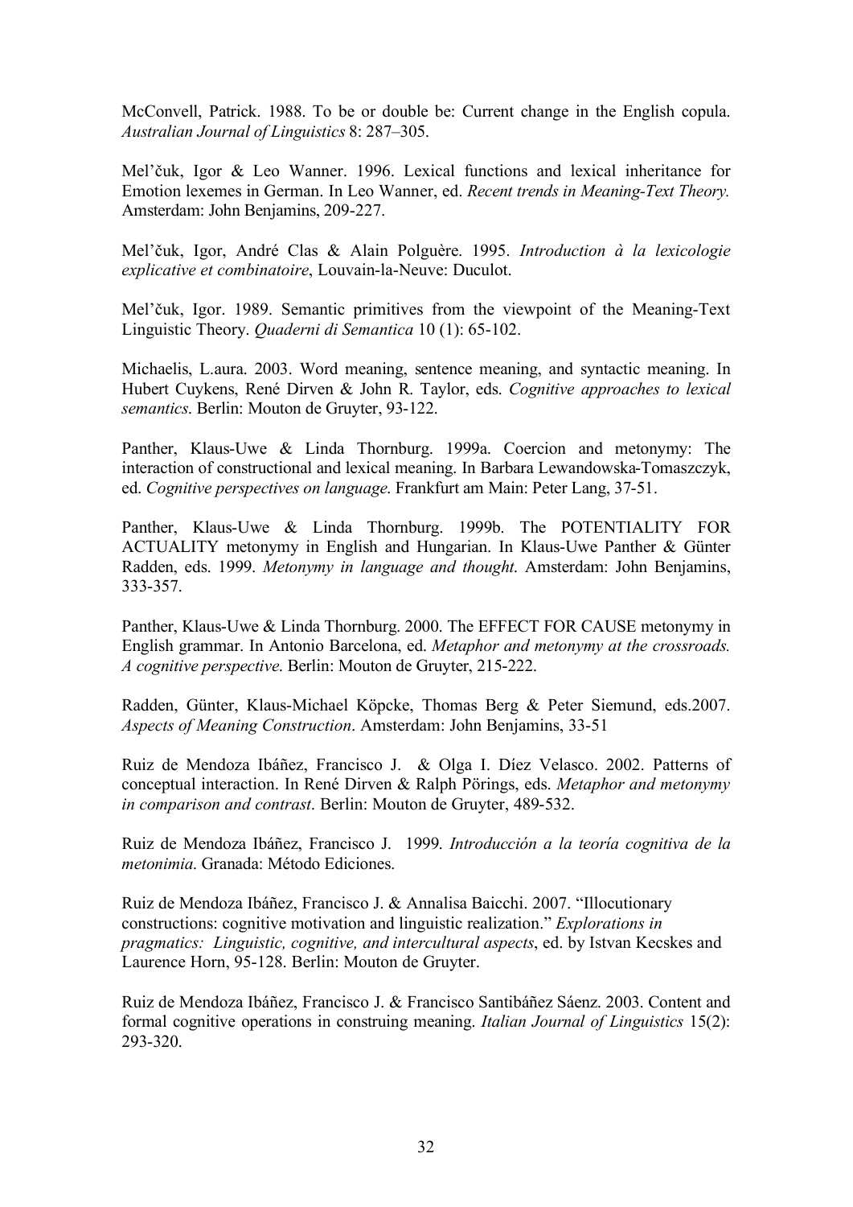McConvell, Patrick. 1988. To be or double be: Current change in the English copula. *Australian Journal of Linguistics* 8: 287–305.

Mel'čuk, Igor & Leo Wanner. 1996. Lexical functions and lexical inheritance for Emotion lexemes in German. In Leo Wanner, ed. *Recent trends in Meaning-Text Theory.* Amsterdam: John Benjamins, 209-227.

Mel'čuk, Igor, André Clas & Alain Polguère. 1995. *Introduction à la lexicologie explicative et combinatoire*, Louvain-la-Neuve: Duculot.

Mel'čuk, Igor. 1989. Semantic primitives from the viewpoint of the Meaning-Text Linguistic Theory. *Quaderni di Semantica* 10 (1): 65-102.

Michaelis, L.aura. 2003. Word meaning, sentence meaning, and syntactic meaning. In Hubert Cuykens, René Dirven & John R. Taylor, eds. *Cognitive approaches to lexical semantics*. Berlin: Mouton de Gruyter, 93-122.

Panther, Klaus-Uwe & Linda Thornburg. 1999a. Coercion and metonymy: The interaction of constructional and lexical meaning. In Barbara Lewandowska-Tomaszczyk, ed. *Cognitive perspectives on language*. Frankfurt am Main: Peter Lang, 37-51.

Panther, Klaus-Uwe & Linda Thornburg. 1999b. The POTENTIALITY FOR ACTUALITY metonymy in English and Hungarian. In Klaus-Uwe Panther & Günter Radden, eds. 1999. *Metonymy in language and thought*. Amsterdam: John Benjamins, 333-357.

Panther, Klaus-Uwe & Linda Thornburg. 2000. The EFFECT FOR CAUSE metonymy in English grammar. In Antonio Barcelona, ed. *Metaphor and metonymy at the crossroads. A cognitive perspective*. Berlin: Mouton de Gruyter, 215-222.

Radden, Günter, Klaus-Michael Köpcke, Thomas Berg & Peter Siemund, eds.2007. *Aspects of Meaning Construction*. Amsterdam: John Benjamins, 33-51

Ruiz de Mendoza Ibáñez, Francisco J. & Olga I. Díez Velasco. 2002. Patterns of conceptual interaction. In René Dirven & Ralph Pörings, eds. *Metaphor and metonymy in comparison and contrast*. Berlin: Mouton de Gruyter, 489-532.

Ruiz de Mendoza Ibáñez, Francisco J. 1999. *Introducción a la teoría cognitiva de la metonimia*. Granada: Método Ediciones.

Ruiz de Mendoza Ibáñez, Francisco J. & Annalisa Baicchi. 2007. "Illocutionary constructions: cognitive motivation and linguistic realization." *Explorations in pragmatics: Linguistic, cognitive, and intercultural aspects*, ed. by Istvan Kecskes and Laurence Horn, 95-128. Berlin: Mouton de Gruyter.

Ruiz de Mendoza Ibáñez, Francisco J. & Francisco Santibáñez Sáenz. 2003. Content and formal cognitive operations in construing meaning. *Italian Journal of Linguistics* 15(2): 293-320.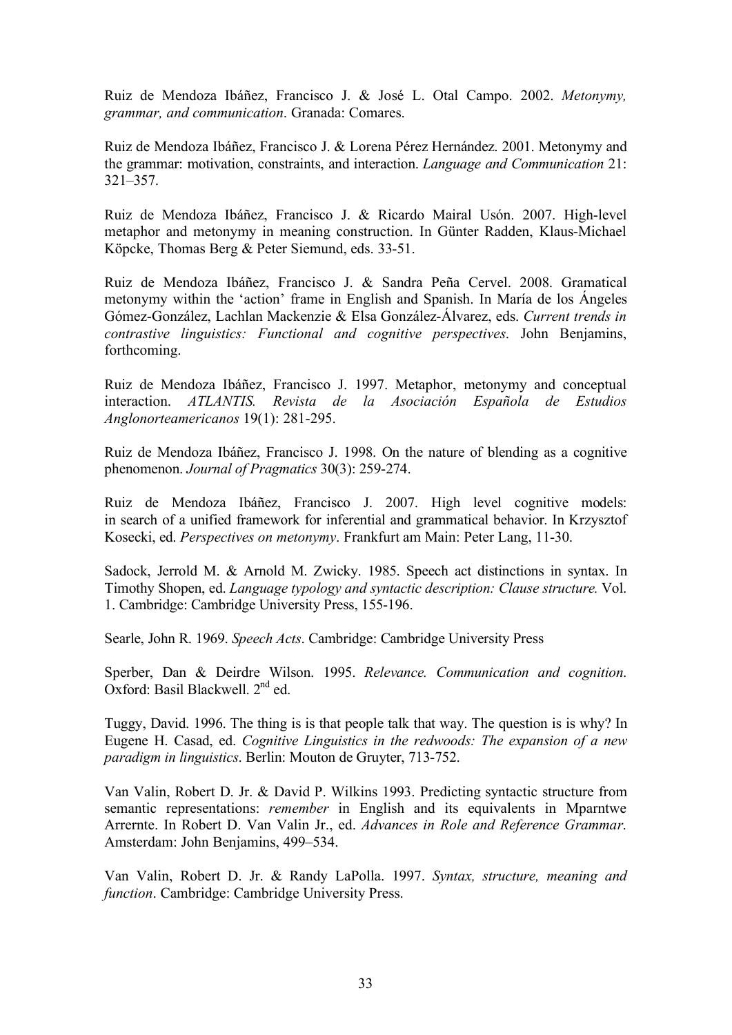Ruiz de Mendoza Ibáñez, Francisco J. & José L. Otal Campo. 2002. *Metonymy, grammar, and communication*. Granada: Comares.

Ruiz de Mendoza Ibáñez, Francisco J. & Lorena Pérez Hernández. 2001. Metonymy and the grammar: motivation, constraints, and interaction. *Language and Communication* 21: 321–357.

Ruiz de Mendoza Ibáñez, Francisco J. & Ricardo Mairal Usón. 2007. High-level metaphor and metonymy in meaning construction. In Günter Radden, Klaus-Michael Köpcke, Thomas Berg & Peter Siemund, eds. 33-51.

Ruiz de Mendoza Ibáñez, Francisco J. & Sandra Peña Cervel. 2008. Gramatical metonymy within the 'action' frame in English and Spanish. In María de los Ángeles Gómez-González, Lachlan Mackenzie & Elsa González-Álvarez, eds. *Current trends in contrastive linguistics: Functional and cognitive perspectives*. John Benjamins, forthcoming.

Ruiz de Mendoza Ibáñez, Francisco J. 1997. Metaphor, metonymy and conceptual interaction. *ATLANTIS. Revista de la Asociación Española de Estudios Anglonorteamericanos* 19(1): 281-295.

Ruiz de Mendoza Ibáñez, Francisco J. 1998. On the nature of blending as a cognitive phenomenon. *Journal of Pragmatics* 30(3): 259-274.

Ruiz de Mendoza Ibáñez, Francisco J. 2007. High level cognitive models: in search of a unified framework for inferential and grammatical behavior. In Krzysztof Kosecki, ed. *Perspectives on metonymy*. Frankfurt am Main: Peter Lang, 11-30.

Sadock, Jerrold M. & Arnold M. Zwicky. 1985. Speech act distinctions in syntax. In Timothy Shopen, ed. *Language typology and syntactic description: Clause structure.* Vol. 1. Cambridge: Cambridge University Press, 155-196.

Searle, John R. 1969. *Speech Acts*. Cambridge: Cambridge University Press

Sperber, Dan & Deirdre Wilson. 1995. *Relevance. Communication and cognition*. Oxford: Basil Blackwell. 2nd ed.

Tuggy, David. 1996. The thing is is that people talk that way. The question is is why? In Eugene H. Casad, ed. *Cognitive Linguistics in the redwoods: The expansion of a new paradigm in linguistics*. Berlin: Mouton de Gruyter, 713-752.

Van Valin, Robert D. Jr. & David P. Wilkins 1993. Predicting syntactic structure from semantic representations: *remember* in English and its equivalents in Mparntwe Arrernte. In Robert D. Van Valin Jr., ed. *Advances in Role and Reference Grammar*. Amsterdam: John Benjamins, 499–534.

Van Valin, Robert D. Jr. & Randy LaPolla. 1997. *Syntax, structure, meaning and function*. Cambridge: Cambridge University Press.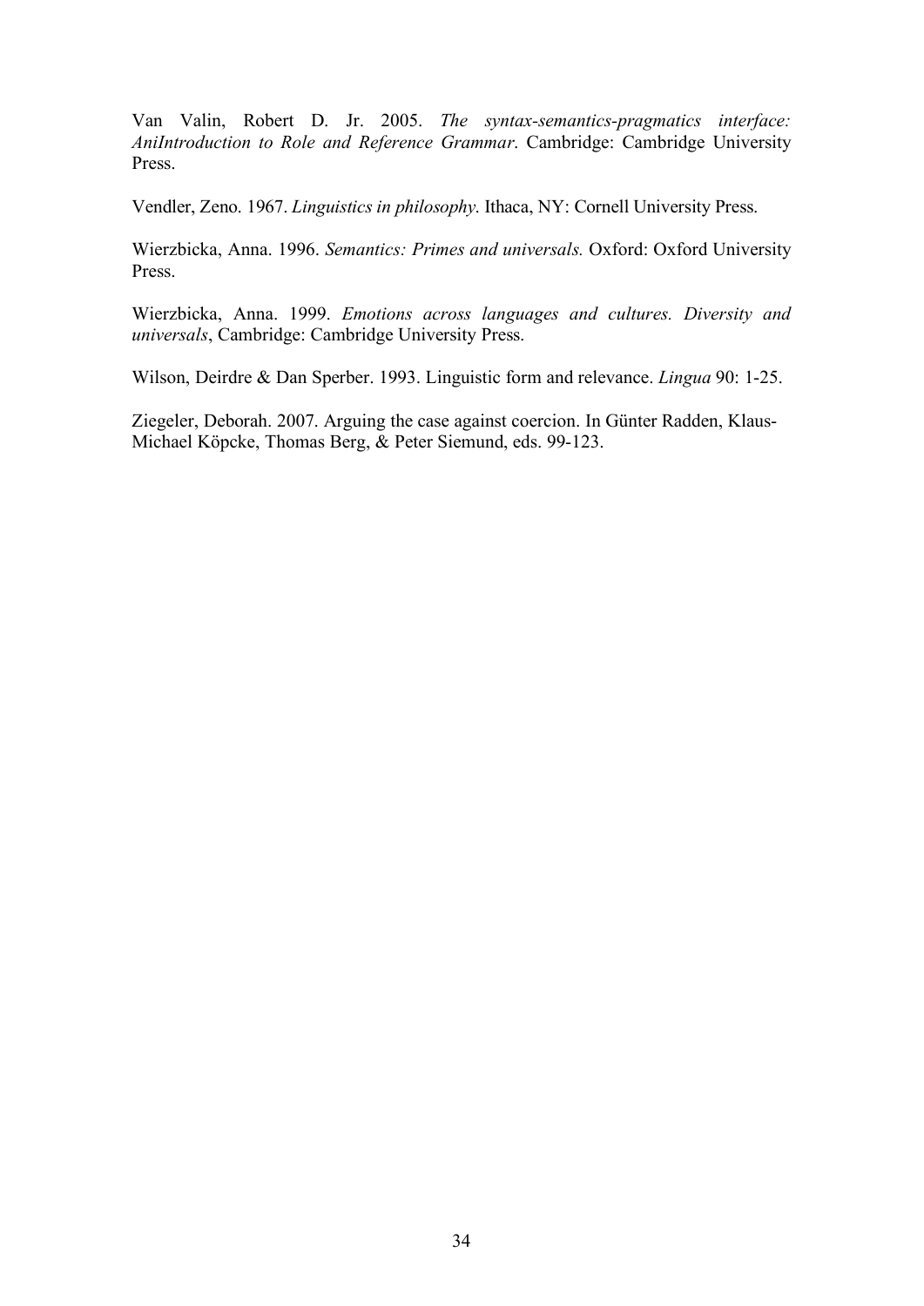Van Valin, Robert D. Jr. 2005. *The syntax-semantics-pragmatics interface: AniIntroduction to Role and Reference Grammar*. Cambridge: Cambridge University Press.

Vendler, Zeno. 1967. *Linguistics in philosophy*. Ithaca, NY: Cornell University Press.

Wierzbicka, Anna. 1996. *Semantics: Primes and universals.* Oxford: Oxford University Press.

Wierzbicka, Anna. 1999. *Emotions across languages and cultures. Diversity and universals*, Cambridge: Cambridge University Press.

Wilson, Deirdre & Dan Sperber. 1993. Linguistic form and relevance. *Lingua* 90: 1-25.

Ziegeler, Deborah. 2007. Arguing the case against coercion. In Günter Radden, Klaus-Michael Köpcke, Thomas Berg, & Peter Siemund, eds. 99-123.